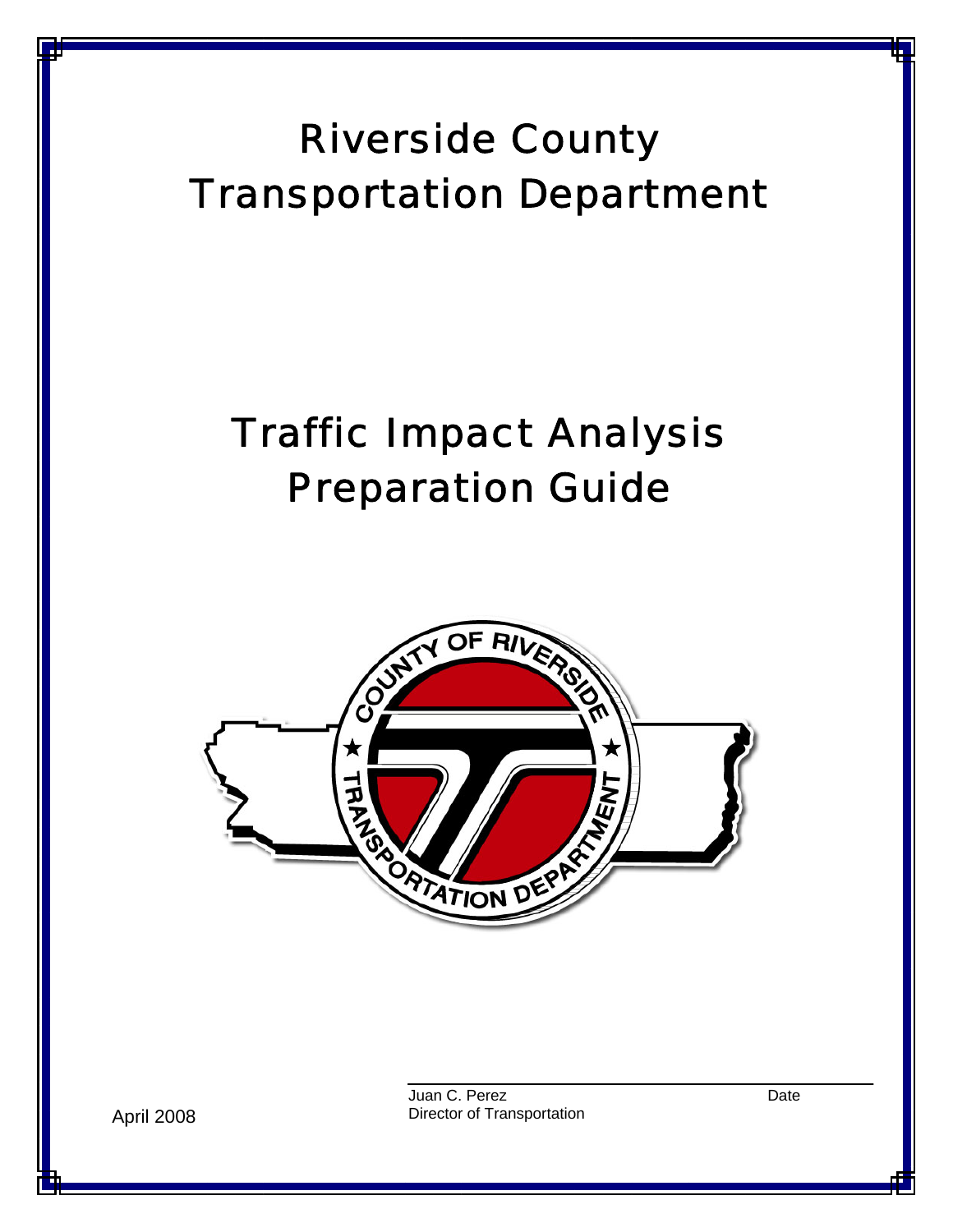# Riverside County Transportation Department

# Traffic Impact Analysis Preparation Guide

April 2008

Juan C. Perez
Director of Transportation

Date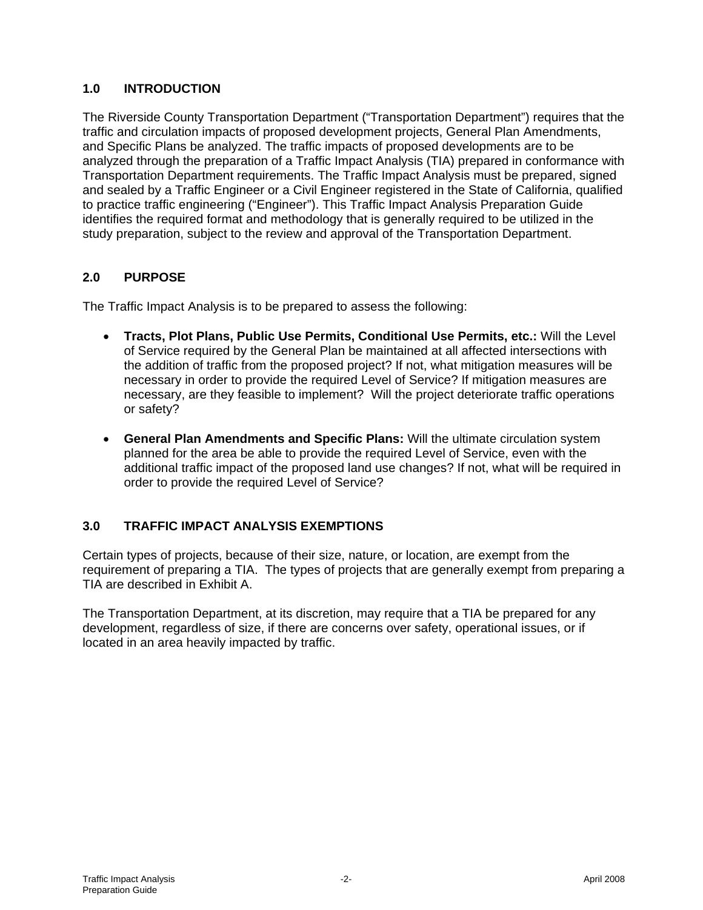## 1.0 INTRODUCTION

The Riverside County Transportation Department ("Transportation Department") requires that the traffic and circulation impacts of proposed development projects, General Plan Amendments, and Specific Plans be analyzed. The traffic impacts of proposed developments are to be analyzed through the preparation of a Traffic Impact Analysis (TIA) prepared in conformance with Transportation Department requirements. The Traffic Impact Analysis must be prepared, signed and sealed by a Traffic Engineer or a Civil Engineer registered in the State of California, qualified to practice traffic engineering ("Engineer"). This Traffic Impact Analysis Preparation Guide identifies the required format and methodology that is generally required to be utilized in the study preparation, subject to the review and approval of the Transportation Department.

## 2.0 PURPOSE

The Traffic Impact Analysis is to be prepared to assess the following:

- **Tracts, Plot Plans, Public Use Permits, Conditional Use Permits, etc.:** Will the Level of Service required by the General Plan be maintained at all affected intersections with the addition of traffic from the proposed project? If not, what mitigation measures will be necessary in order to provide the required Level of Service? If mitigation measures are necessary, are they feasible to implement? Will the project deteriorate traffic operations or safety?

- **General Plan Amendments and Specific Plans:** Will the ultimate circulation system planned for the area be able to provide the required Level of Service, even with the additional traffic impact of the proposed land use changes? If not, what will be required in order to provide the required Level of Service?

## 3.0 TRAFFIC IMPACT ANALYSIS EXEMPTIONS

Certain types of projects, because of their size, nature, or location, are exempt from the requirement of preparing a TIA. The types of projects that are generally exempt from preparing a TIA are described in Exhibit A.

The Transportation Department, at its discretion, may require that a TIA be prepared for any development, regardless of size, if there are concerns over safety, operational issues, or if located in an area heavily impacted by traffic.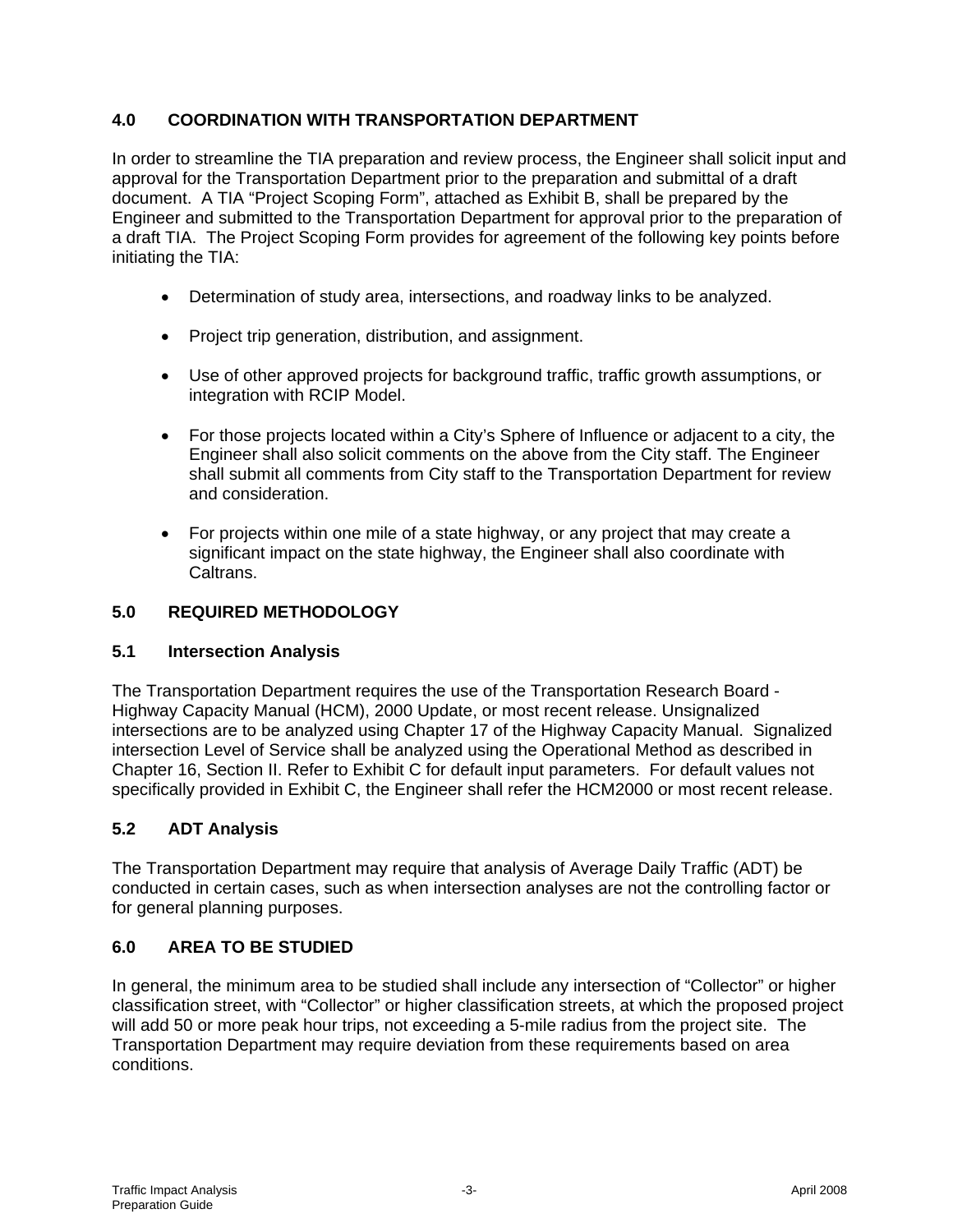## 4.0 COORDINATION WITH TRANSPORTATION DEPARTMENT

In order to streamline the TIA preparation and review process, the Engineer shall solicit input and approval for the Transportation Department prior to the preparation and submittal of a draft document. A TIA "Project Scoping Form", attached as Exhibit B, shall be prepared by the Engineer and submitted to the Transportation Department for approval prior to the preparation of a draft TIA. The Project Scoping Form provides for agreement of the following key points before initiating the TIA:

- Determination of study area, intersections, and roadway links to be analyzed.
- Project trip generation, distribution, and assignment.
- Use of other approved projects for background traffic, traffic growth assumptions, or integration with RCIP Model.
- For those projects located within a City's Sphere of Influence or adjacent to a city, the Engineer shall also solicit comments on the above from the City staff. The Engineer shall submit all comments from City staff to the Transportation Department for review and consideration.
- For projects within one mile of a state highway, or any project that may create a significant impact on the state highway, the Engineer shall also coordinate with Caltrans.

## 5.0 REQUIRED METHODOLOGY

### 5.1 Intersection Analysis

The Transportation Department requires the use of the Transportation Research Board - Highway Capacity Manual (HCM), 2000 Update, or most recent release. Unsignalized intersections are to be analyzed using Chapter 17 of the Highway Capacity Manual. Signalized intersection Level of Service shall be analyzed using the Operational Method as described in Chapter 16, Section II. Refer to Exhibit C for default input parameters. For default values not specifically provided in Exhibit C, the Engineer shall refer the HCM2000 or most recent release.

### 5.2 ADT Analysis

The Transportation Department may require that analysis of Average Daily Traffic (ADT) be conducted in certain cases, such as when intersection analyses are not the controlling factor or for general planning purposes.

## 6.0 AREA TO BE STUDIED

In general, the minimum area to be studied shall include any intersection of "Collector" or higher classification street, with "Collector" or higher classification streets, at which the proposed project will add 50 or more peak hour trips, not exceeding a 5-mile radius from the project site. The Transportation Department may require deviation from these requirements based on area conditions.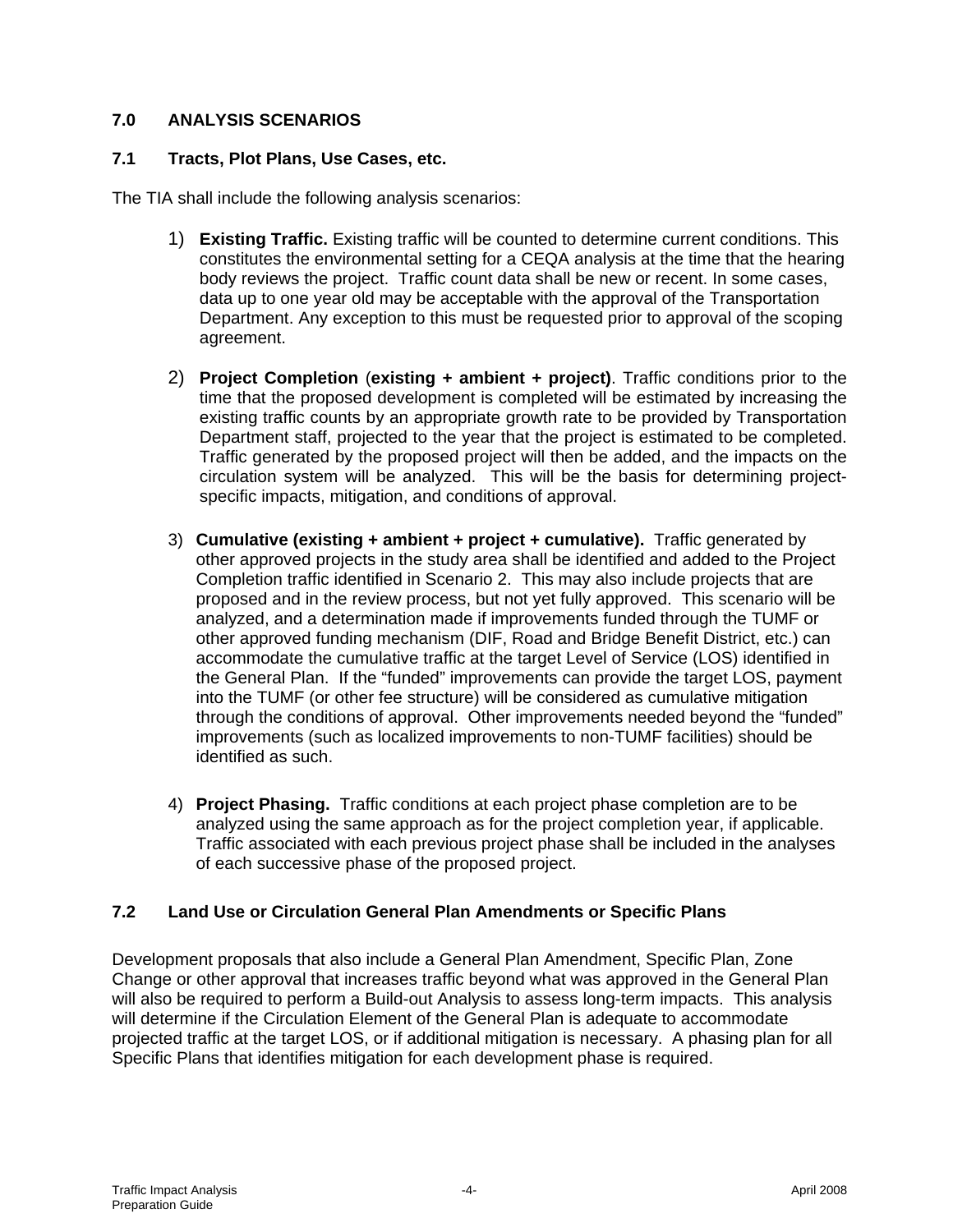## 7.0 ANALYSIS SCENARIOS

### 7.1 Tracts, Plot Plans, Use Cases, etc.

The TIA shall include the following analysis scenarios:

1) **Existing Traffic.** Existing traffic will be counted to determine current conditions. This constitutes the environmental setting for a CEQA analysis at the time that the hearing body reviews the project. Traffic count data shall be new or recent. In some cases, data up to one year old may be acceptable with the approval of the Transportation Department. Any exception to this must be requested prior to approval of the scoping agreement.

2) **Project Completion** (**existing + ambient + project)**. Traffic conditions prior to the time that the proposed development is completed will be estimated by increasing the existing traffic counts by an appropriate growth rate to be provided by Transportation Department staff, projected to the year that the project is estimated to be completed. Traffic generated by the proposed project will then be added, and the impacts on the circulation system will be analyzed. This will be the basis for determining project-specific impacts, mitigation, and conditions of approval.

3) **Cumulative (existing + ambient + project + cumulative).** Traffic generated by other approved projects in the study area shall be identified and added to the Project Completion traffic identified in Scenario 2. This may also include projects that are proposed and in the review process, but not yet fully approved. This scenario will be analyzed, and a determination made if improvements funded through the TUMF or other approved funding mechanism (DIF, Road and Bridge Benefit District, etc.) can accommodate the cumulative traffic at the target Level of Service (LOS) identified in the General Plan. If the "funded" improvements can provide the target LOS, payment into the TUMF (or other fee structure) will be considered as cumulative mitigation through the conditions of approval. Other improvements needed beyond the "funded" improvements (such as localized improvements to non-TUMF facilities) should be identified as such.

4) **Project Phasing.** Traffic conditions at each project phase completion are to be analyzed using the same approach as for the project completion year, if applicable. Traffic associated with each previous project phase shall be included in the analyses of each successive phase of the proposed project.

### 7.2 Land Use or Circulation General Plan Amendments or Specific Plans

Development proposals that also include a General Plan Amendment, Specific Plan, Zone Change or other approval that increases traffic beyond what was approved in the General Plan will also be required to perform a Build-out Analysis to assess long-term impacts. This analysis will determine if the Circulation Element of the General Plan is adequate to accommodate projected traffic at the target LOS, or if additional mitigation is necessary. A phasing plan for all Specific Plans that identifies mitigation for each development phase is required.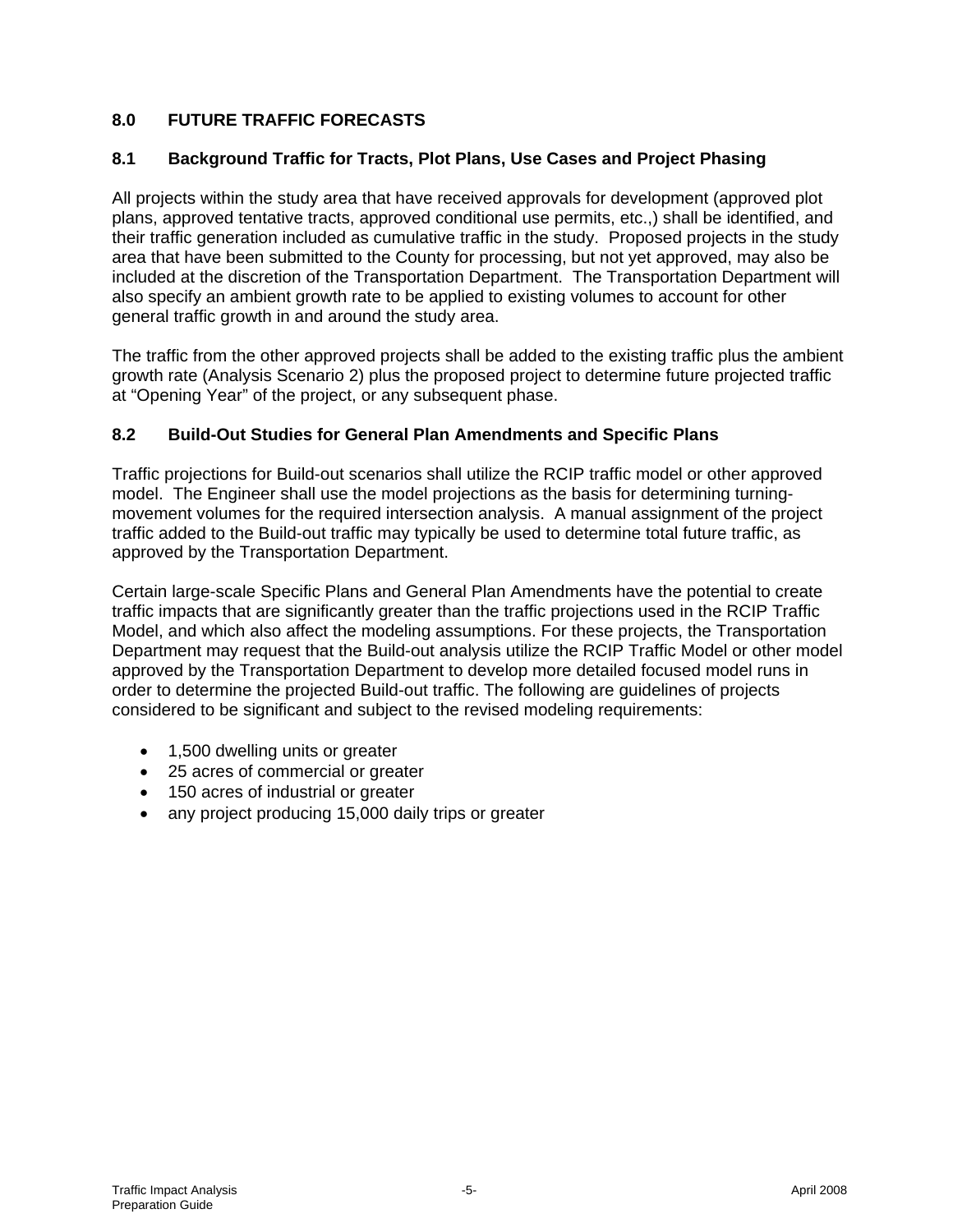## 8.0 FUTURE TRAFFIC FORECASTS

### 8.1 Background Traffic for Tracts, Plot Plans, Use Cases and Project Phasing

All projects within the study area that have received approvals for development (approved plot plans, approved tentative tracts, approved conditional use permits, etc.,) shall be identified, and their traffic generation included as cumulative traffic in the study. Proposed projects in the study area that have been submitted to the County for processing, but not yet approved, may also be included at the discretion of the Transportation Department. The Transportation Department will also specify an ambient growth rate to be applied to existing volumes to account for other general traffic growth in and around the study area.

The traffic from the other approved projects shall be added to the existing traffic plus the ambient growth rate (Analysis Scenario 2) plus the proposed project to determine future projected traffic at "Opening Year" of the project, or any subsequent phase.

### 8.2 Build-Out Studies for General Plan Amendments and Specific Plans

Traffic projections for Build-out scenarios shall utilize the RCIP traffic model or other approved model. The Engineer shall use the model projections as the basis for determining turning-movement volumes for the required intersection analysis. A manual assignment of the project traffic added to the Build-out traffic may typically be used to determine total future traffic, as approved by the Transportation Department.

Certain large-scale Specific Plans and General Plan Amendments have the potential to create traffic impacts that are significantly greater than the traffic projections used in the RCIP Traffic Model, and which also affect the modeling assumptions. For these projects, the Transportation Department may request that the Build-out analysis utilize the RCIP Traffic Model or other model approved by the Transportation Department to develop more detailed focused model runs in order to determine the projected Build-out traffic. The following are guidelines of projects considered to be significant and subject to the revised modeling requirements:

- 1,500 dwelling units or greater
- 25 acres of commercial or greater
- 150 acres of industrial or greater
- any project producing 15,000 daily trips or greater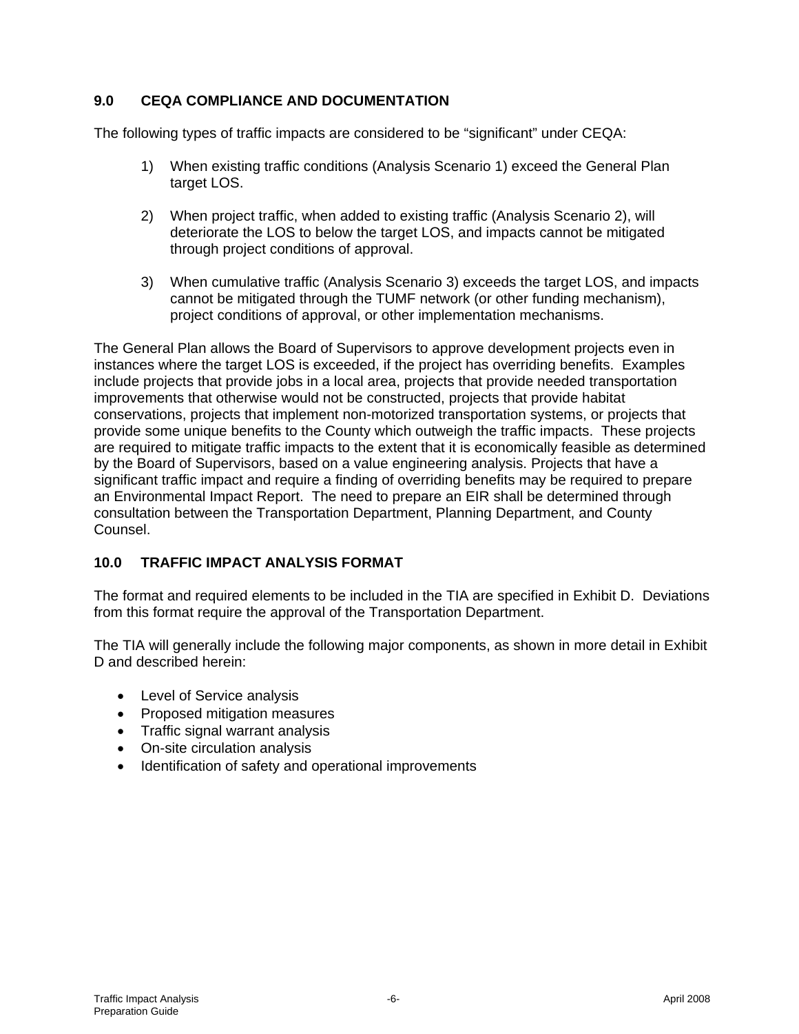## 9.0 CEQA COMPLIANCE AND DOCUMENTATION

The following types of traffic impacts are considered to be "significant" under CEQA:

1) When existing traffic conditions (Analysis Scenario 1) exceed the General Plan target LOS.

2) When project traffic, when added to existing traffic (Analysis Scenario 2), will deteriorate the LOS to below the target LOS, and impacts cannot be mitigated through project conditions of approval.

3) When cumulative traffic (Analysis Scenario 3) exceeds the target LOS, and impacts cannot be mitigated through the TUMF network (or other funding mechanism), project conditions of approval, or other implementation mechanisms.

The General Plan allows the Board of Supervisors to approve development projects even in instances where the target LOS is exceeded, if the project has overriding benefits. Examples include projects that provide jobs in a local area, projects that provide needed transportation improvements that otherwise would not be constructed, projects that provide habitat conservations, projects that implement non-motorized transportation systems, or projects that provide some unique benefits to the County which outweigh the traffic impacts. These projects are required to mitigate traffic impacts to the extent that it is economically feasible as determined by the Board of Supervisors, based on a value engineering analysis. Projects that have a significant traffic impact and require a finding of overriding benefits may be required to prepare an Environmental Impact Report. The need to prepare an EIR shall be determined through consultation between the Transportation Department, Planning Department, and County Counsel.

## 10.0 TRAFFIC IMPACT ANALYSIS FORMAT

The format and required elements to be included in the TIA are specified in Exhibit D. Deviations from this format require the approval of the Transportation Department.

The TIA will generally include the following major components, as shown in more detail in Exhibit D and described herein:

- Level of Service analysis
- Proposed mitigation measures
- Traffic signal warrant analysis
- On-site circulation analysis
- Identification of safety and operational improvements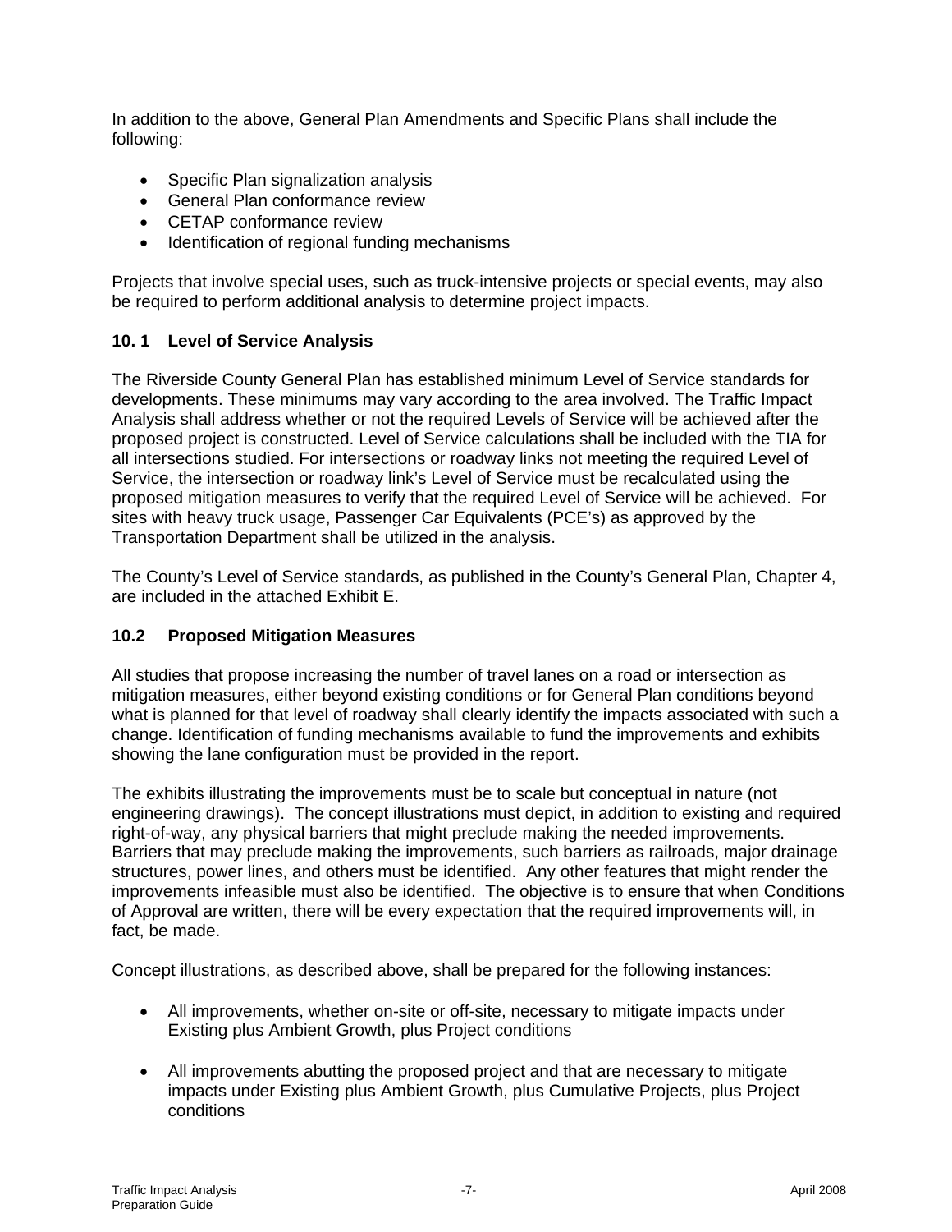In addition to the above, General Plan Amendments and Specific Plans shall include the following:

- Specific Plan signalization analysis
- General Plan conformance review
- CETAP conformance review
- Identification of regional funding mechanisms

Projects that involve special uses, such as truck-intensive projects or special events, may also be required to perform additional analysis to determine project impacts.

### 10. 1 Level of Service Analysis

The Riverside County General Plan has established minimum Level of Service standards for developments. These minimums may vary according to the area involved. The Traffic Impact Analysis shall address whether or not the required Levels of Service will be achieved after the proposed project is constructed. Level of Service calculations shall be included with the TIA for all intersections studied. For intersections or roadway links not meeting the required Level of Service, the intersection or roadway link's Level of Service must be recalculated using the proposed mitigation measures to verify that the required Level of Service will be achieved. For sites with heavy truck usage, Passenger Car Equivalents (PCE's) as approved by the Transportation Department shall be utilized in the analysis.

The County's Level of Service standards, as published in the County's General Plan, Chapter 4, are included in the attached Exhibit E.

### 10.2 Proposed Mitigation Measures

All studies that propose increasing the number of travel lanes on a road or intersection as mitigation measures, either beyond existing conditions or for General Plan conditions beyond what is planned for that level of roadway shall clearly identify the impacts associated with such a change. Identification of funding mechanisms available to fund the improvements and exhibits showing the lane configuration must be provided in the report.

The exhibits illustrating the improvements must be to scale but conceptual in nature (not engineering drawings). The concept illustrations must depict, in addition to existing and required right-of-way, any physical barriers that might preclude making the needed improvements. Barriers that may preclude making the improvements, such barriers as railroads, major drainage structures, power lines, and others must be identified. Any other features that might render the improvements infeasible must also be identified. The objective is to ensure that when Conditions of Approval are written, there will be every expectation that the required improvements will, in fact, be made.

Concept illustrations, as described above, shall be prepared for the following instances:

- All improvements, whether on-site or off-site, necessary to mitigate impacts under Existing plus Ambient Growth, plus Project conditions

- All improvements abutting the proposed project and that are necessary to mitigate impacts under Existing plus Ambient Growth, plus Cumulative Projects, plus Project conditions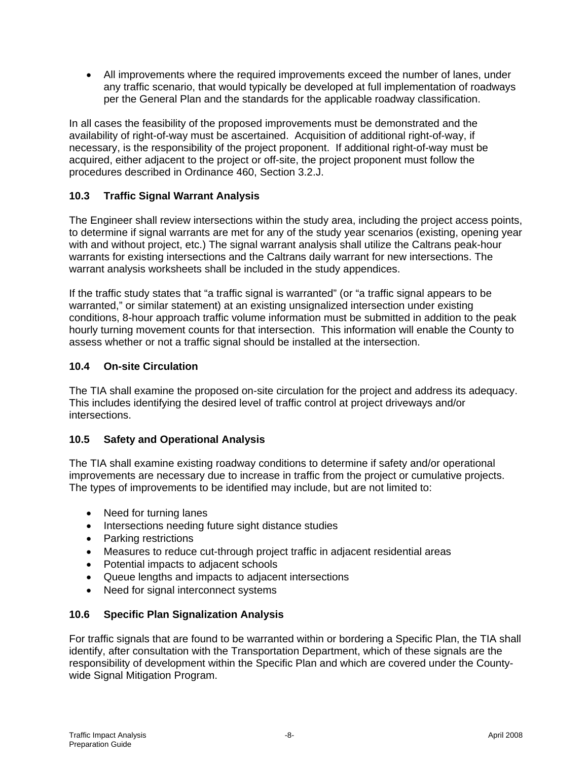- All improvements where the required improvements exceed the number of lanes, under any traffic scenario, that would typically be developed at full implementation of roadways per the General Plan and the standards for the applicable roadway classification.

In all cases the feasibility of the proposed improvements must be demonstrated and the availability of right-of-way must be ascertained. Acquisition of additional right-of-way, if necessary, is the responsibility of the project proponent. If additional right-of-way must be acquired, either adjacent to the project or off-site, the project proponent must follow the procedures described in Ordinance 460, Section 3.2.J.

### 10.3 Traffic Signal Warrant Analysis

The Engineer shall review intersections within the study area, including the project access points, to determine if signal warrants are met for any of the study year scenarios (existing, opening year with and without project, etc.) The signal warrant analysis shall utilize the Caltrans peak-hour warrants for existing intersections and the Caltrans daily warrant for new intersections. The warrant analysis worksheets shall be included in the study appendices.

If the traffic study states that "a traffic signal is warranted" (or "a traffic signal appears to be warranted," or similar statement) at an existing unsignalized intersection under existing conditions, 8-hour approach traffic volume information must be submitted in addition to the peak hourly turning movement counts for that intersection. This information will enable the County to assess whether or not a traffic signal should be installed at the intersection.

### 10.4 On-site Circulation

The TIA shall examine the proposed on-site circulation for the project and address its adequacy. This includes identifying the desired level of traffic control at project driveways and/or intersections.

### 10.5 Safety and Operational Analysis

The TIA shall examine existing roadway conditions to determine if safety and/or operational improvements are necessary due to increase in traffic from the project or cumulative projects. The types of improvements to be identified may include, but are not limited to:

- Need for turning lanes
- Intersections needing future sight distance studies
- Parking restrictions
- Measures to reduce cut-through project traffic in adjacent residential areas
- Potential impacts to adjacent schools
- Queue lengths and impacts to adjacent intersections
- Need for signal interconnect systems

### 10.6 Specific Plan Signalization Analysis

For traffic signals that are found to be warranted within or bordering a Specific Plan, the TIA shall identify, after consultation with the Transportation Department, which of these signals are the responsibility of development within the Specific Plan and which are covered under the County-wide Signal Mitigation Program.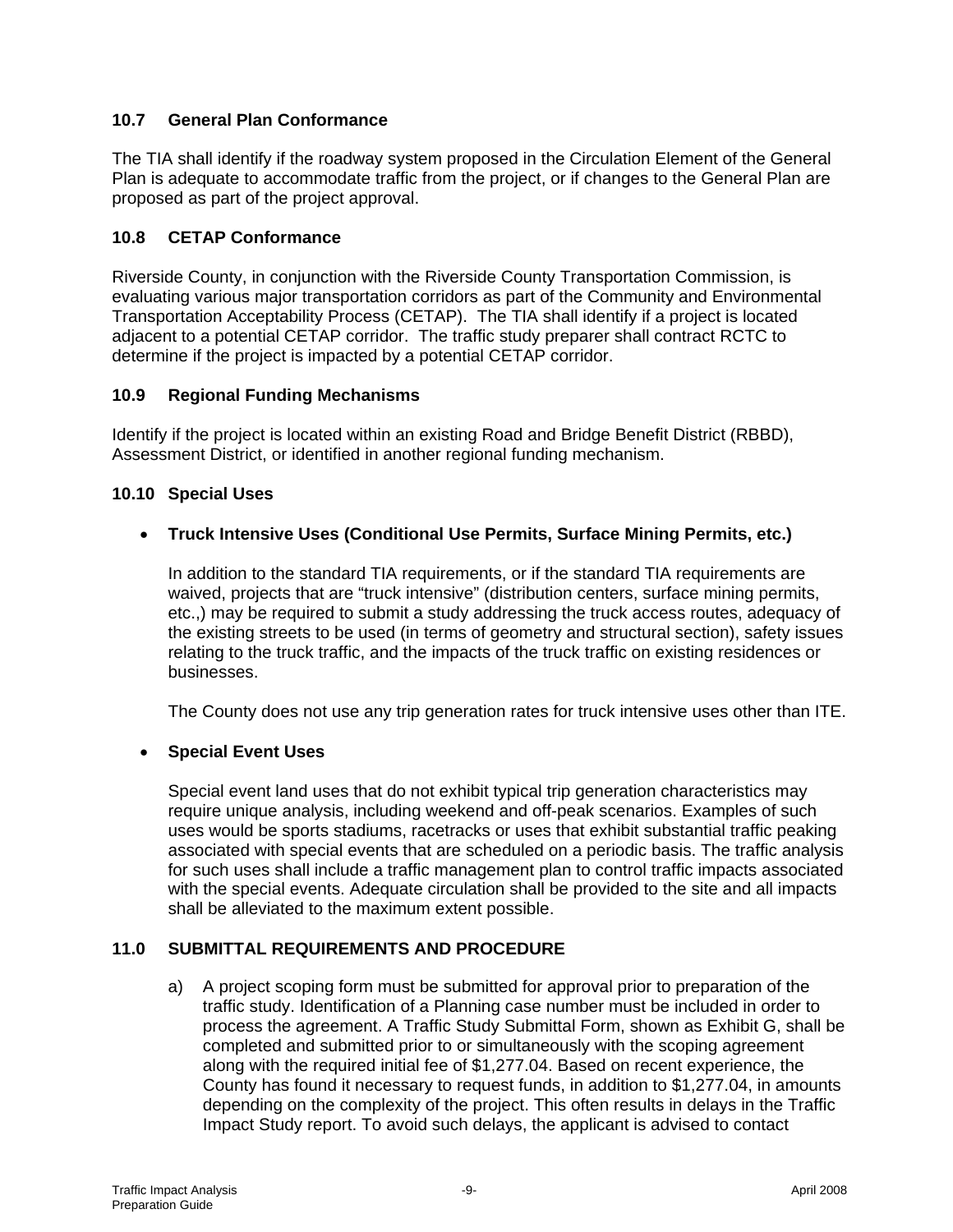### 10.7 General Plan Conformance

The TIA shall identify if the roadway system proposed in the Circulation Element of the General Plan is adequate to accommodate traffic from the project, or if changes to the General Plan are proposed as part of the project approval.

### 10.8 CETAP Conformance

Riverside County, in conjunction with the Riverside County Transportation Commission, is evaluating various major transportation corridors as part of the Community and Environmental Transportation Acceptability Process (CETAP). The TIA shall identify if a project is located adjacent to a potential CETAP corridor. The traffic study preparer shall contract RCTC to determine if the project is impacted by a potential CETAP corridor.

### 10.9 Regional Funding Mechanisms

Identify if the project is located within an existing Road and Bridge Benefit District (RBBD), Assessment District, or identified in another regional funding mechanism.

### 10.10 Special Uses

- **Truck Intensive Uses (Conditional Use Permits, Surface Mining Permits, etc.)**

  In addition to the standard TIA requirements, or if the standard TIA requirements are waived, projects that are “truck intensive” (distribution centers, surface mining permits, etc.,) may be required to submit a study addressing the truck access routes, adequacy of the existing streets to be used (in terms of geometry and structural section), safety issues relating to the truck traffic, and the impacts of the truck traffic on existing residences or businesses.

  The County does not use any trip generation rates for truck intensive uses other than ITE.

- **Special Event Uses**

  Special event land uses that do not exhibit typical trip generation characteristics may require unique analysis, including weekend and off-peak scenarios. Examples of such uses would be sports stadiums, racetracks or uses that exhibit substantial traffic peaking associated with special events that are scheduled on a periodic basis. The traffic analysis for such uses shall include a traffic management plan to control traffic impacts associated with the special events. Adequate circulation shall be provided to the site and all impacts shall be alleviated to the maximum extent possible.

## 11.0 SUBMITTAL REQUIREMENTS AND PROCEDURE

a) A project scoping form must be submitted for approval prior to preparation of the traffic study. Identification of a Planning case number must be included in order to process the agreement. A Traffic Study Submittal Form, shown as Exhibit G, shall be completed and submitted prior to or simultaneously with the scoping agreement along with the required initial fee of $1,277.04. Based on recent experience, the County has found it necessary to request funds, in addition to $1,277.04, in amounts depending on the complexity of the project. This often results in delays in the Traffic Impact Study report. To avoid such delays, the applicant is advised to contact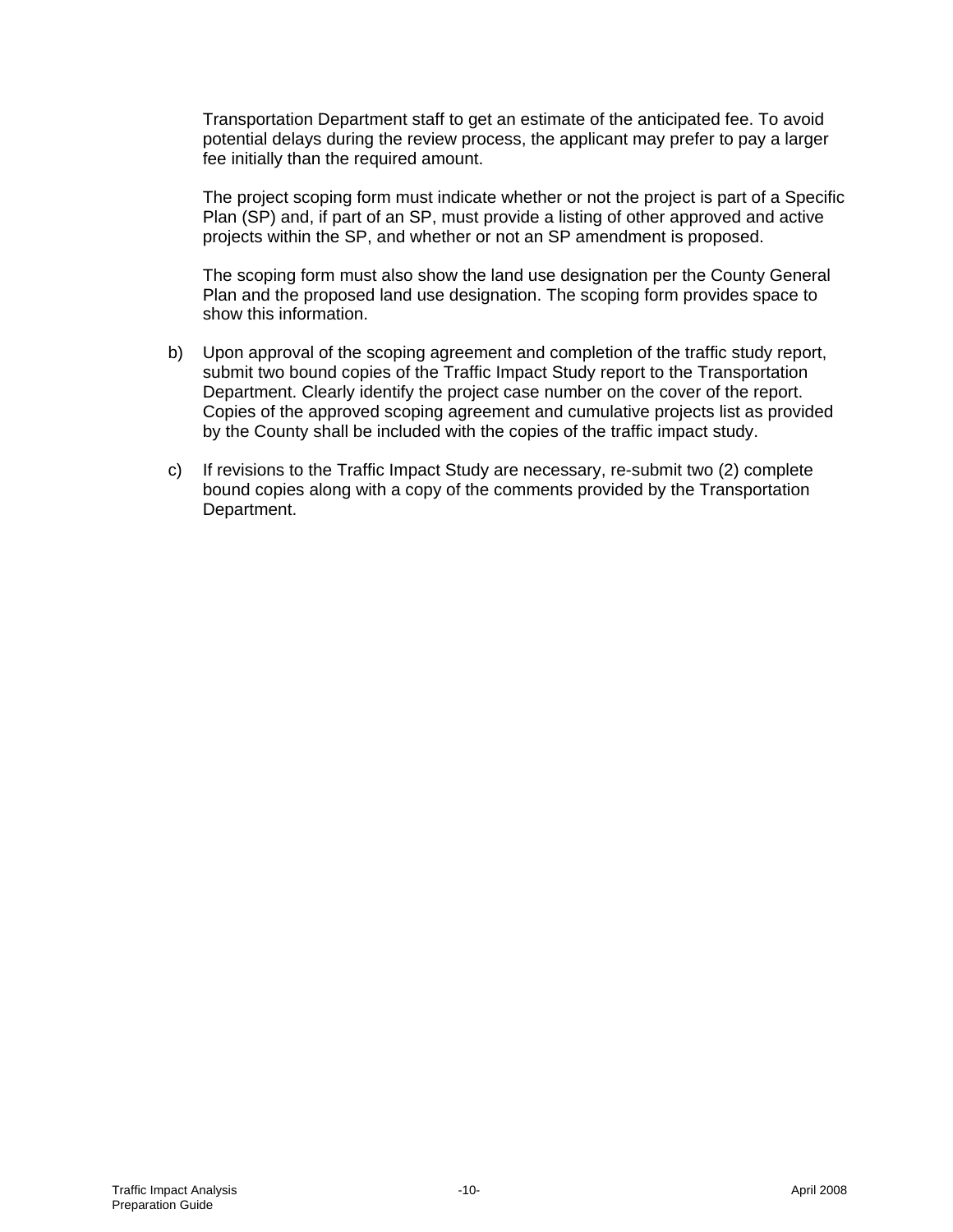Transportation Department staff to get an estimate of the anticipated fee. To avoid potential delays during the review process, the applicant may prefer to pay a larger fee initially than the required amount.

The project scoping form must indicate whether or not the project is part of a Specific Plan (SP) and, if part of an SP, must provide a listing of other approved and active projects within the SP, and whether or not an SP amendment is proposed.

The scoping form must also show the land use designation per the County General Plan and the proposed land use designation. The scoping form provides space to show this information.

b) Upon approval of the scoping agreement and completion of the traffic study report, submit two bound copies of the Traffic Impact Study report to the Transportation Department. Clearly identify the project case number on the cover of the report. Copies of the approved scoping agreement and cumulative projects list as provided by the County shall be included with the copies of the traffic impact study.

c) If revisions to the Traffic Impact Study are necessary, re-submit two (2) complete bound copies along with a copy of the comments provided by the Transportation Department.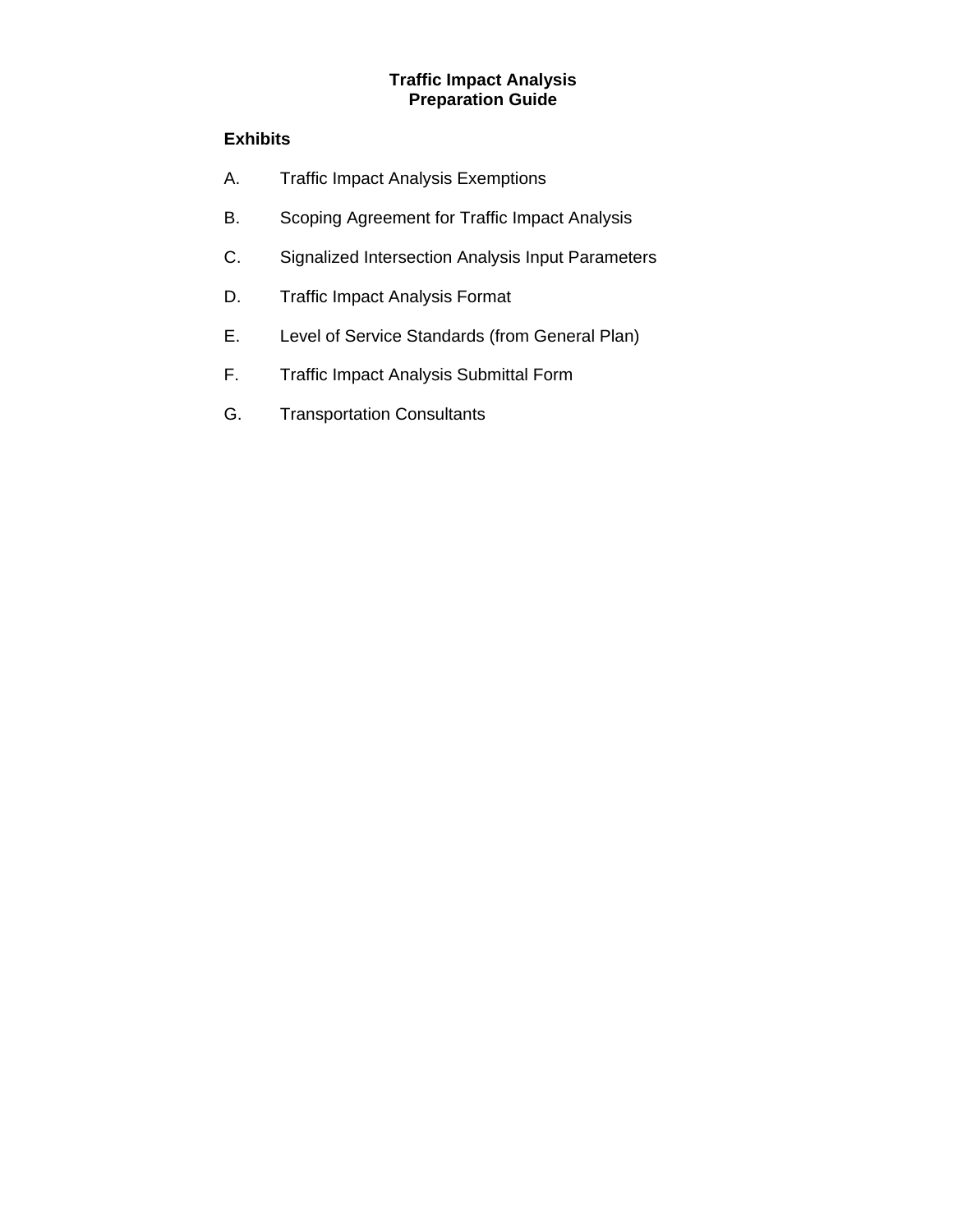**Traffic Impact Analysis**
**Preparation Guide**

**Exhibits**

A. Traffic Impact Analysis Exemptions

B. Scoping Agreement for Traffic Impact Analysis

C. Signalized Intersection Analysis Input Parameters

D. Traffic Impact Analysis Format

E. Level of Service Standards (from General Plan)

F. Traffic Impact Analysis Submittal Form

G. Transportation Consultants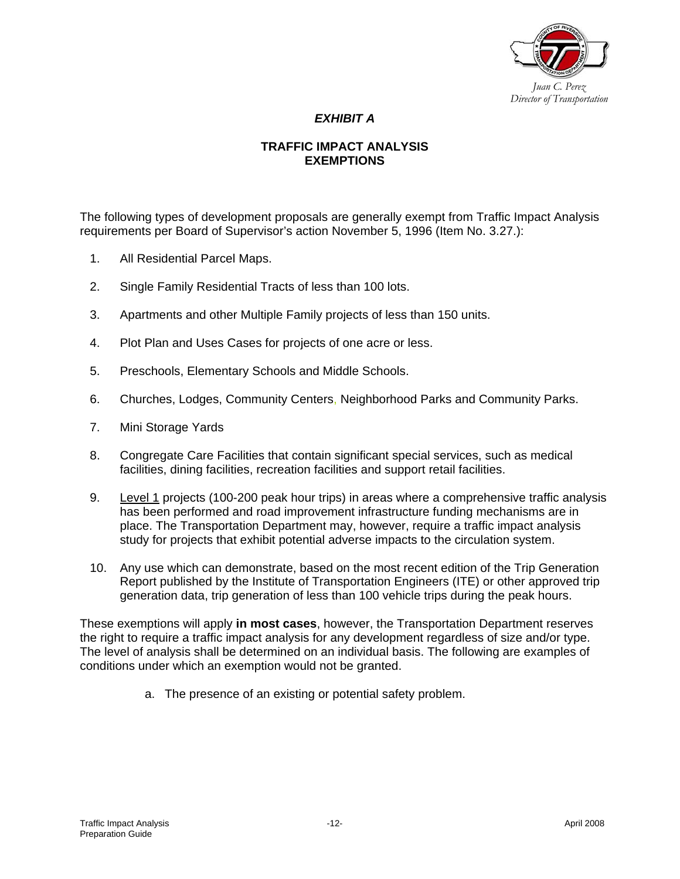Juan C. Perez
Director of Transportation

## *EXHIBIT A*

### TRAFFIC IMPACT ANALYSIS EXEMPTIONS

The following types of development proposals are generally exempt from Traffic Impact Analysis requirements per Board of Supervisor's action November 5, 1996 (Item No. 3.27.):

1. All Residential Parcel Maps.
2. Single Family Residential Tracts of less than 100 lots.
3. Apartments and other Multiple Family projects of less than 150 units.
4. Plot Plan and Uses Cases for projects of one acre or less.
5. Preschools, Elementary Schools and Middle Schools.
6. Churches, Lodges, Community Centers, Neighborhood Parks and Community Parks.
7. Mini Storage Yards
8. Congregate Care Facilities that contain significant special services, such as medical facilities, dining facilities, recreation facilities and support retail facilities.
9. Level 1 projects (100-200 peak hour trips) in areas where a comprehensive traffic analysis has been performed and road improvement infrastructure funding mechanisms are in place. The Transportation Department may, however, require a traffic impact analysis study for projects that exhibit potential adverse impacts to the circulation system.
10. Any use which can demonstrate, based on the most recent edition of the Trip Generation Report published by the Institute of Transportation Engineers (ITE) or other approved trip generation data, trip generation of less than 100 vehicle trips during the peak hours.

These exemptions will apply **in most cases**, however, the Transportation Department reserves the right to require a traffic impact analysis for any development regardless of size and/or type. The level of analysis shall be determined on an individual basis. The following are examples of conditions under which an exemption would not be granted.

a. The presence of an existing or potential safety problem.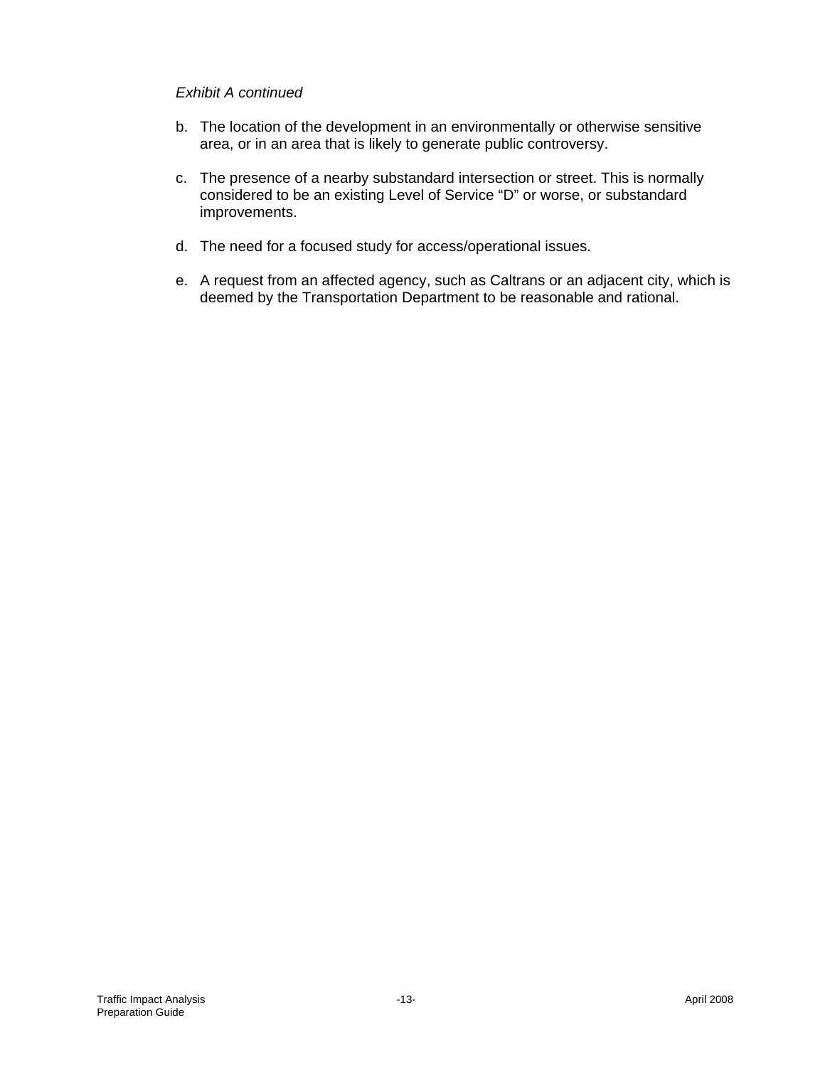*Exhibit A continued*

b. The location of the development in an environmentally or otherwise sensitive area, or in an area that is likely to generate public controversy.

c. The presence of a nearby substandard intersection or street. This is normally considered to be an existing Level of Service “D” or worse, or substandard improvements.

d. The need for a focused study for access/operational issues.

e. A request from an affected agency, such as Caltrans or an adjacent city, which is deemed by the Transportation Department to be reasonable and rational.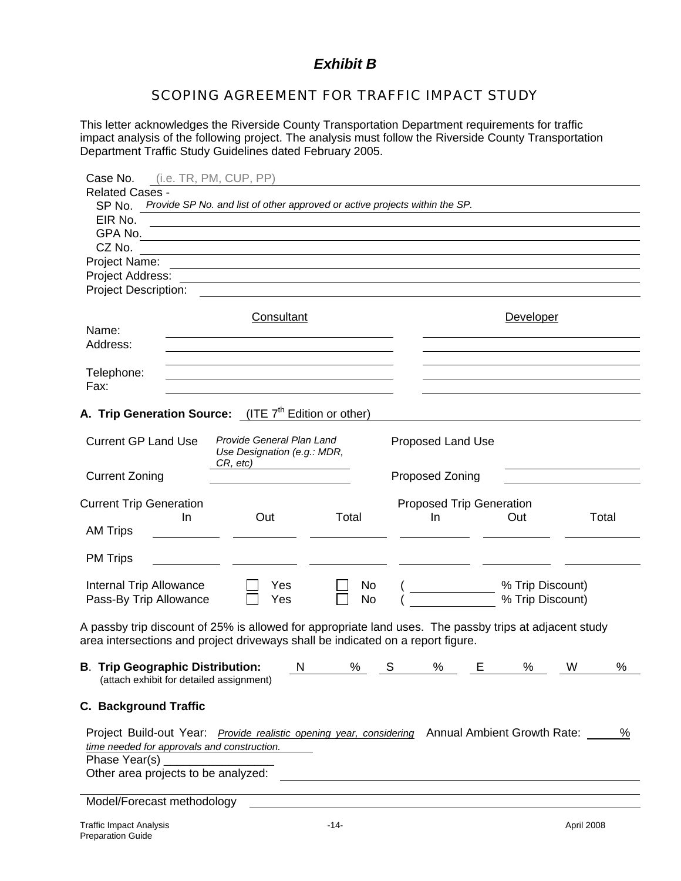# *Exhibit B*

## SCOPING AGREEMENT FOR TRAFFIC IMPACT STUDY

This letter acknowledges the Riverside County Transportation Department requirements for traffic impact analysis of the following project. The analysis must follow the Riverside County Transportation Department Traffic Study Guidelines dated February 2005.

Case No. (i.e. TR, PM, CUP, PP) ______________________________

Related Cases -

SP No. *Provide SP No. and list of other approved or active projects within the SP.* ______________________________

EIR No. ______________________________

GPA No. ______________________________

CZ No. ______________________________

Project Name: ______________________________

Project Address: ______________________________

Project Description: ______________________________

| | Consultant | Developer |
|---|---|---|
| Name: | | |
| Address: | | |
| | | |
| Telephone: | | |
| Fax: | | |

**A. Trip Generation Source:** (ITE 7th Edition or other) ______________________________

Current GP Land Use *Provide General Plan Land Use Designation (e.g.: MDR, CR, etc)* ______________ Proposed Land Use ______________

Current Zoning ______________ Proposed Zoning ______________

| | Current Trip Generation In | Out | Total | Proposed Trip Generation In | Out | Total |
|---|---|---|---|---|---|---|
| AM Trips | | | | | | |
| PM Trips | | | | | | |

Internal Trip Allowance ☐ Yes ☐ No ( __________ % Trip Discount)

Pass-By Trip Allowance ☐ Yes ☐ No ( __________ % Trip Discount)

A passby trip discount of 25% is allowed for appropriate land uses. The passby trips at adjacent study area intersections and project driveways shall be indicated on a report figure.

**B. Trip Geographic Distribution:** N ____ % S ____ % E ____ % W ____ %
(attach exhibit for detailed assignment)

**C. Background Traffic**

Project Build-out Year: *Provide realistic opening year, considering time needed for approvals and construction.* Annual Ambient Growth Rate: ____ %

Phase Year(s) ______________

Other area projects to be analyzed: ______________________________

Model/Forecast methodology ______________________________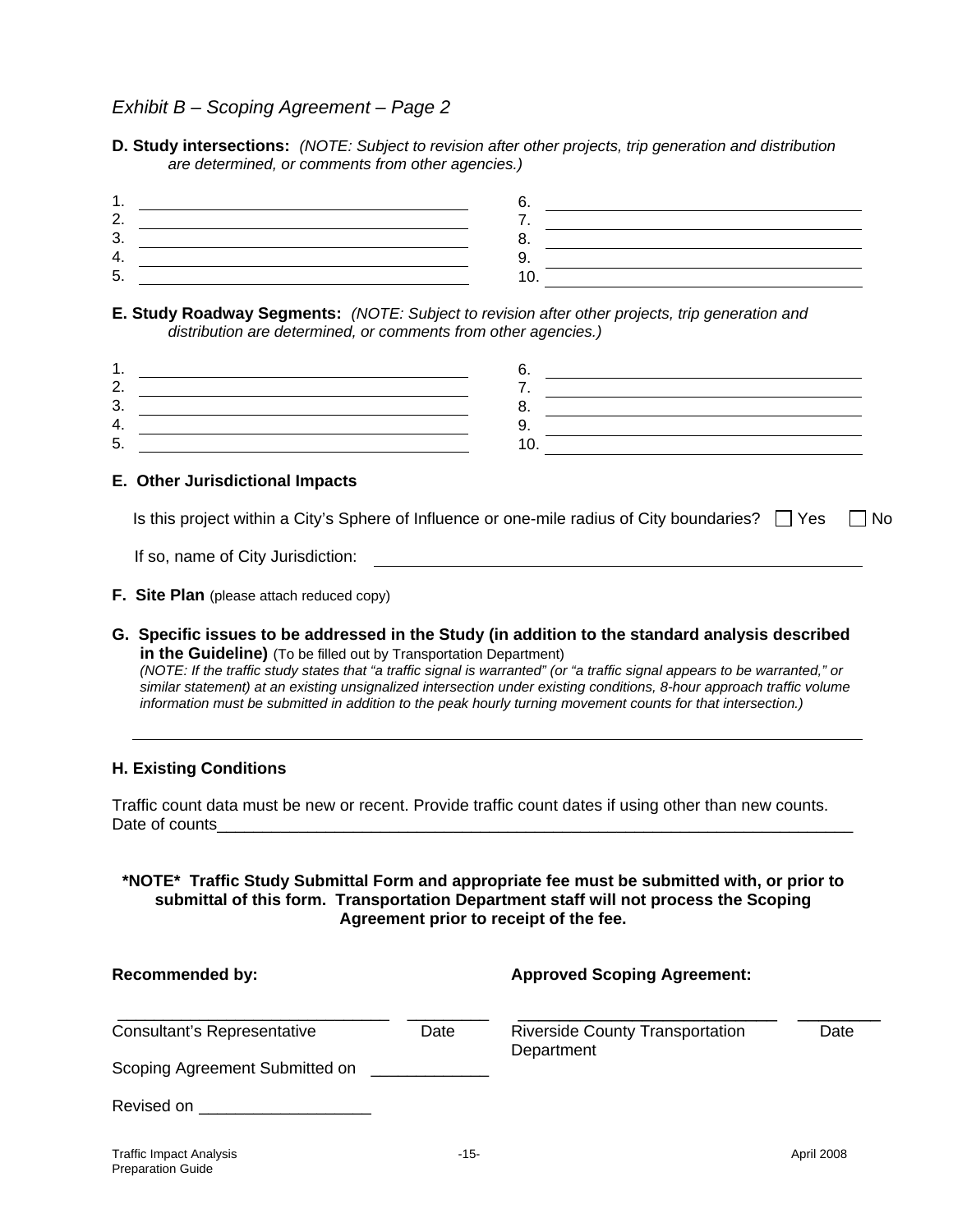*Exhibit B – Scoping Agreement – Page 2*

**D. Study intersections:** *(NOTE: Subject to revision after other projects, trip generation and distribution are determined, or comments from other agencies.)*

| | |
|---|---|
| 1. ______________________ | 6. ______________________ |
| 2. ______________________ | 7. ______________________ |
| 3. ______________________ | 8. ______________________ |
| 4. ______________________ | 9. ______________________ |
| 5. ______________________ | 10. ______________________ |

**E. Study Roadway Segments:** *(NOTE: Subject to revision after other projects, trip generation and distribution are determined, or comments from other agencies.)*

| | |
|---|---|
| 1. ______________________ | 6. ______________________ |
| 2. ______________________ | 7. ______________________ |
| 3. ______________________ | 8. ______________________ |
| 4. ______________________ | 9. ______________________ |
| 5. ______________________ | 10. ______________________ |

**E. Other Jurisdictional Impacts**

Is this project within a City's Sphere of Influence or one-mile radius of City boundaries? ☐ Yes ☐ No

If so, name of City Jurisdiction: ______________________________

**F. Site Plan** (please attach reduced copy)

**G. Specific issues to be addressed in the Study (in addition to the standard analysis described in the Guideline)** (To be filled out by Transportation Department)
*(NOTE: If the traffic study states that "a traffic signal is warranted" (or "a traffic signal appears to be warranted," or similar statement) at an existing unsignalized intersection under existing conditions, 8-hour approach traffic volume information must be submitted in addition to the peak hourly turning movement counts for that intersection.)*

______________________________________________________________

**H. Existing Conditions**

Traffic count data must be new or recent. Provide traffic count dates if using other than new counts.
Date of counts______________________________________________________________

**\*NOTE\* Traffic Study Submittal Form and appropriate fee must be submitted with, or prior to submittal of this form. Transportation Department staff will not process the Scoping Agreement prior to receipt of the fee.**

**Recommended by:**

______________________________ __________
Consultant's Representative Date

Scoping Agreement Submitted on ____________

Revised on __________________

**Approved Scoping Agreement:**

______________________________ __________
Riverside County Transportation Department Date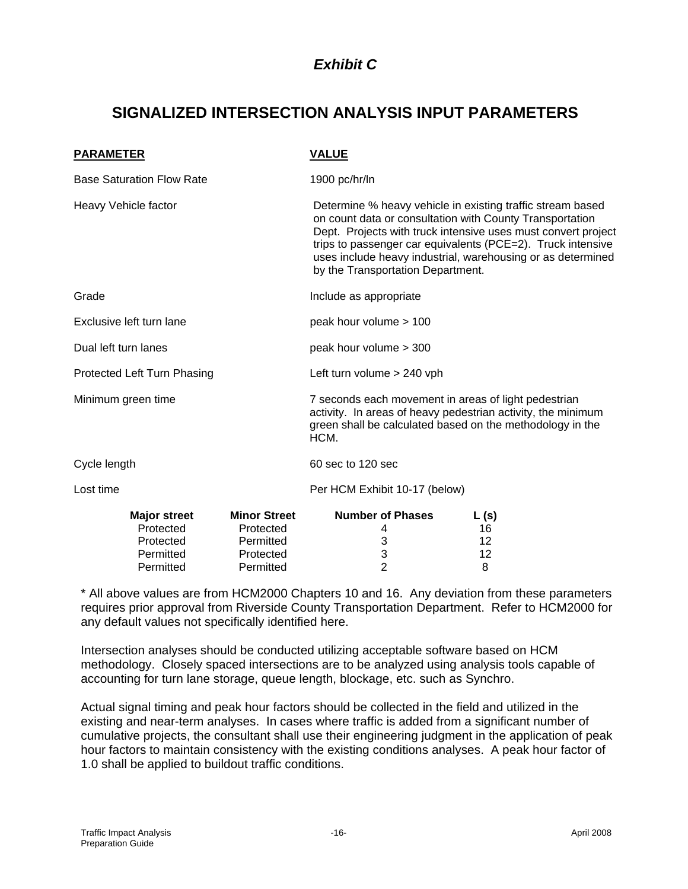# *Exhibit C*

## SIGNALIZED INTERSECTION ANALYSIS INPUT PARAMETERS

| PARAMETER | VALUE |
|---|---|
| Base Saturation Flow Rate | 1900 pc/hr/ln |
| Heavy Vehicle factor | Determine % heavy vehicle in existing traffic stream based on count data or consultation with County Transportation Dept. Projects with truck intensive uses must convert project trips to passenger car equivalents (PCE=2). Truck intensive uses include heavy industrial, warehousing or as determined by the Transportation Department. |
| Grade | Include as appropriate |
| Exclusive left turn lane | peak hour volume > 100 |
| Dual left turn lanes | peak hour volume > 300 |
| Protected Left Turn Phasing | Left turn volume > 240 vph |
| Minimum green time | 7 seconds each movement in areas of light pedestrian activity. In areas of heavy pedestrian activity, the minimum green shall be calculated based on the methodology in the HCM. |
| Cycle length | 60 sec to 120 sec |
| Lost time | Per HCM Exhibit 10-17 (below) |

| Major street | Minor Street | Number of Phases | L (s) |
|---|---|---|---|
| Protected | Protected | 4 | 16 |
| Protected | Permitted | 3 | 12 |
| Permitted | Protected | 3 | 12 |
| Permitted | Permitted | 2 | 8 |

* All above values are from HCM2000 Chapters 10 and 16. Any deviation from these parameters requires prior approval from Riverside County Transportation Department. Refer to HCM2000 for any default values not specifically identified here.

Intersection analyses should be conducted utilizing acceptable software based on HCM methodology. Closely spaced intersections are to be analyzed using analysis tools capable of accounting for turn lane storage, queue length, blockage, etc. such as Synchro.

Actual signal timing and peak hour factors should be collected in the field and utilized in the existing and near-term analyses. In cases where traffic is added from a significant number of cumulative projects, the consultant shall use their engineering judgment in the application of peak hour factors to maintain consistency with the existing conditions analyses. A peak hour factor of 1.0 shall be applied to buildout traffic conditions.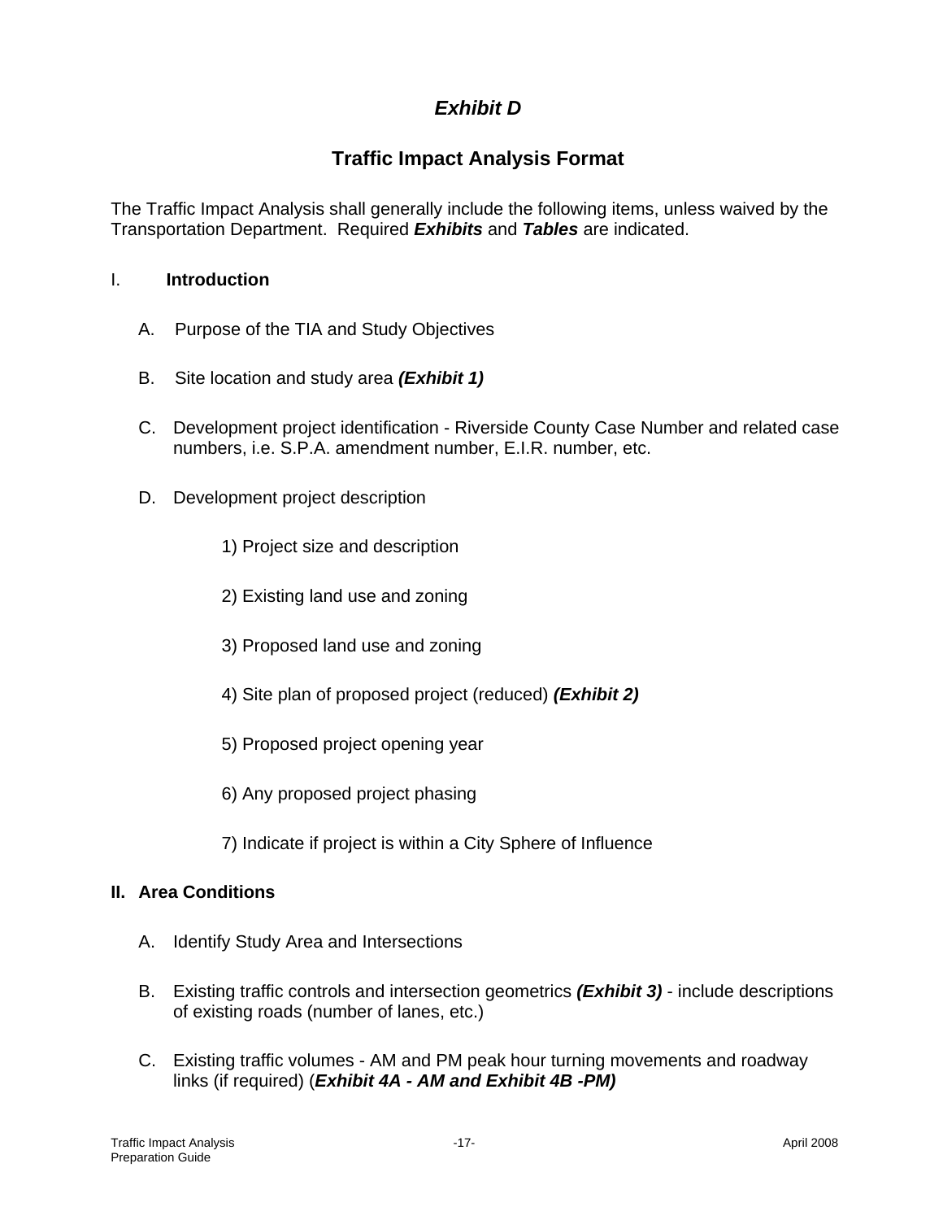# *Exhibit D*

## Traffic Impact Analysis Format

The Traffic Impact Analysis shall generally include the following items, unless waived by the Transportation Department. Required ***Exhibits*** and ***Tables*** are indicated.

### I. Introduction

A. Purpose of the TIA and Study Objectives

B. Site location and study area ***(Exhibit 1)***

C. Development project identification - Riverside County Case Number and related case numbers, i.e. S.P.A. amendment number, E.I.R. number, etc.

D. Development project description

1) Project size and description

2) Existing land use and zoning

3) Proposed land use and zoning

4) Site plan of proposed project (reduced) ***(Exhibit 2)***

5) Proposed project opening year

6) Any proposed project phasing

7) Indicate if project is within a City Sphere of Influence

### II. Area Conditions

A. Identify Study Area and Intersections

B. Existing traffic controls and intersection geometrics ***(Exhibit 3)*** - include descriptions of existing roads (number of lanes, etc.)

C. Existing traffic volumes - AM and PM peak hour turning movements and roadway links (if required) (***Exhibit 4A - AM and Exhibit 4B -PM)***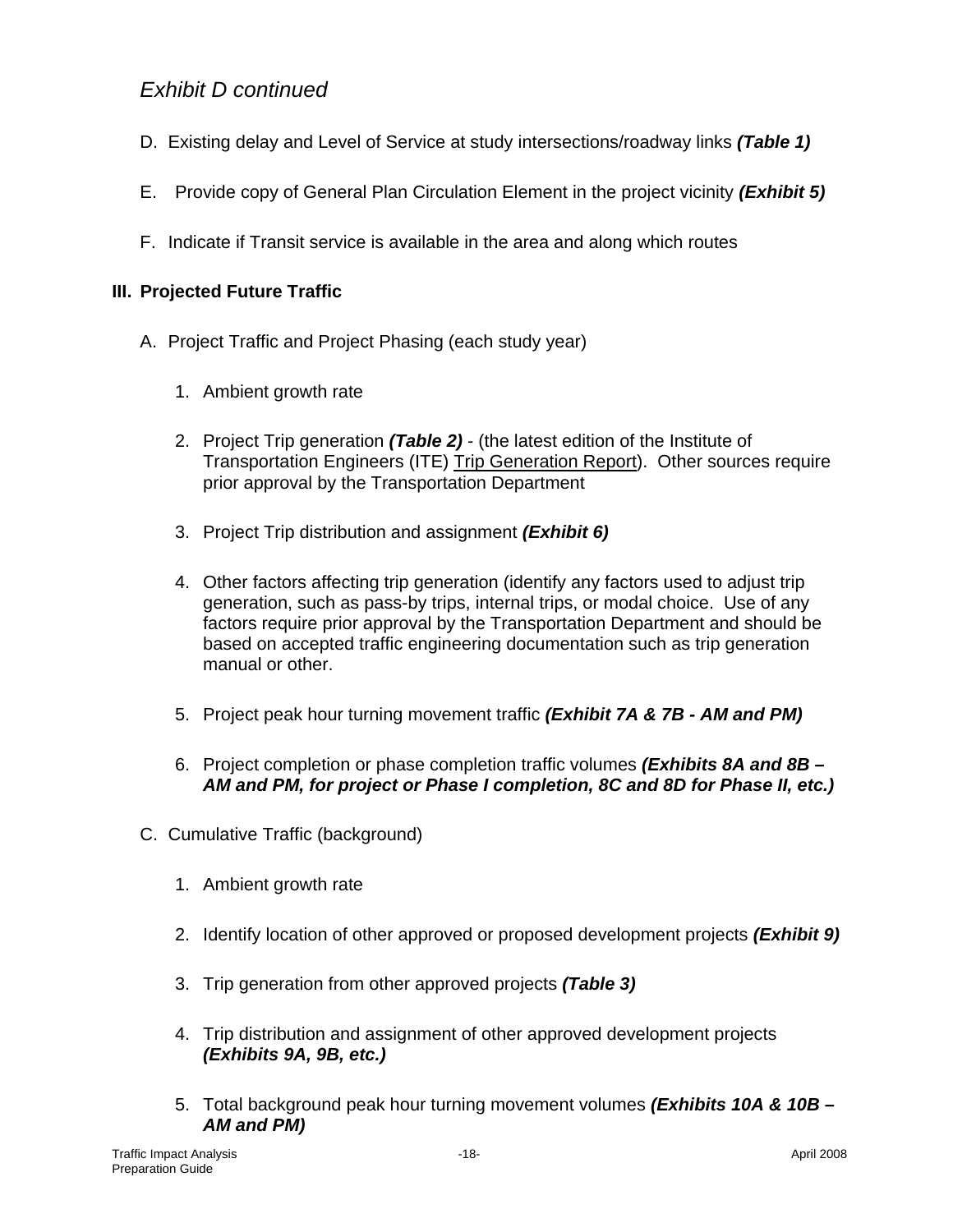*Exhibit D continued*

D. Existing delay and Level of Service at study intersections/roadway links ***(Table 1)***

E. Provide copy of General Plan Circulation Element in the project vicinity ***(Exhibit 5)***

F. Indicate if Transit service is available in the area and along which routes

**III. Projected Future Traffic**

A. Project Traffic and Project Phasing (each study year)

1. Ambient growth rate

2. Project Trip generation ***(Table 2)*** - (the latest edition of the Institute of Transportation Engineers (ITE) Trip Generation Report). Other sources require prior approval by the Transportation Department

3. Project Trip distribution and assignment ***(Exhibit 6)***

4. Other factors affecting trip generation (identify any factors used to adjust trip generation, such as pass-by trips, internal trips, or modal choice. Use of any factors require prior approval by the Transportation Department and should be based on accepted traffic engineering documentation such as trip generation manual or other.

5. Project peak hour turning movement traffic ***(Exhibit 7A & 7B - AM and PM)***

6. Project completion or phase completion traffic volumes ***(Exhibits 8A and 8B – AM and PM, for project or Phase I completion, 8C and 8D for Phase II, etc.)***

C. Cumulative Traffic (background)

1. Ambient growth rate

2. Identify location of other approved or proposed development projects ***(Exhibit 9)***

3. Trip generation from other approved projects ***(Table 3)***

4. Trip distribution and assignment of other approved development projects ***(Exhibits 9A, 9B, etc.)***

5. Total background peak hour turning movement volumes ***(Exhibits 10A & 10B – AM and PM)***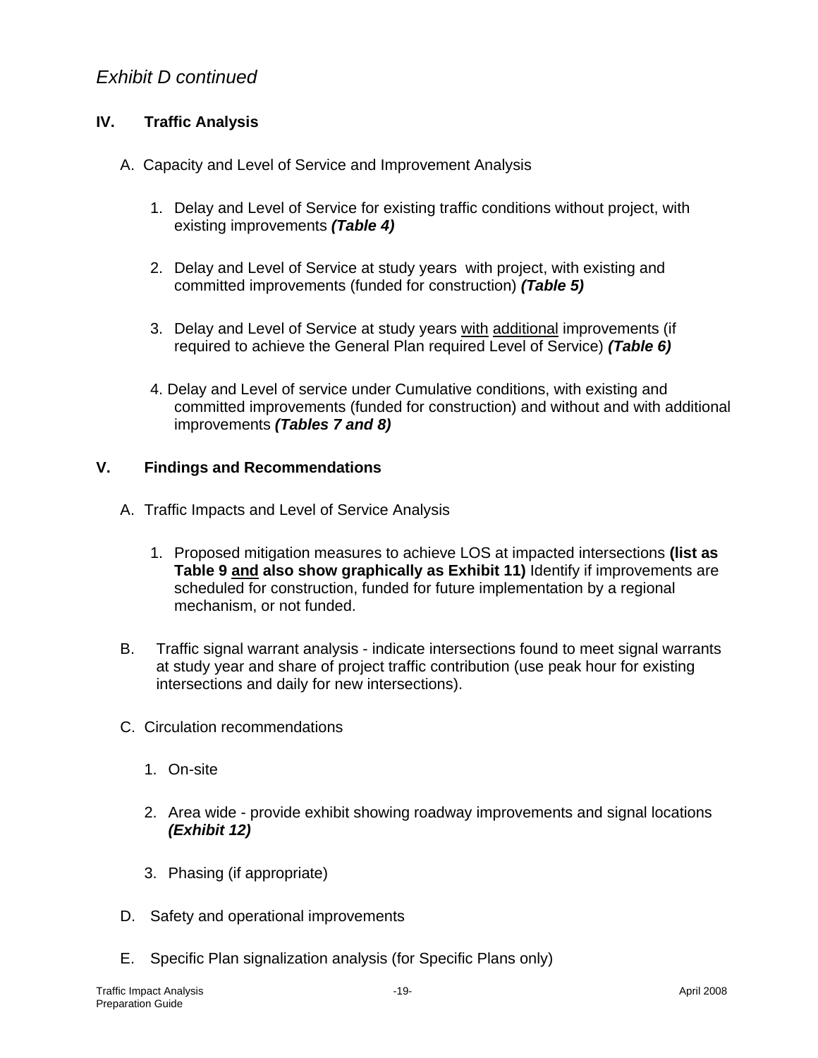*Exhibit D continued*

## IV. Traffic Analysis

A. Capacity and Level of Service and Improvement Analysis

1. Delay and Level of Service for existing traffic conditions without project, with existing improvements ***(Table 4)***

2. Delay and Level of Service at study years with project, with existing and committed improvements (funded for construction) ***(Table 5)***

3. Delay and Level of Service at study years <u>with</u> <u>additional</u> improvements (if required to achieve the General Plan required Level of Service) ***(Table 6)***

4. Delay and Level of service under Cumulative conditions, with existing and committed improvements (funded for construction) and without and with additional improvements ***(Tables 7 and 8)***

## V. Findings and Recommendations

A. Traffic Impacts and Level of Service Analysis

1. Proposed mitigation measures to achieve LOS at impacted intersections **(list as Table 9 <u>and</u> also show graphically as Exhibit 11)** Identify if improvements are scheduled for construction, funded for future implementation by a regional mechanism, or not funded.

B. Traffic signal warrant analysis - indicate intersections found to meet signal warrants at study year and share of project traffic contribution (use peak hour for existing intersections and daily for new intersections).

C. Circulation recommendations

1. On-site

2. Area wide - provide exhibit showing roadway improvements and signal locations ***(Exhibit 12)***

3. Phasing (if appropriate)

D. Safety and operational improvements

E. Specific Plan signalization analysis (for Specific Plans only)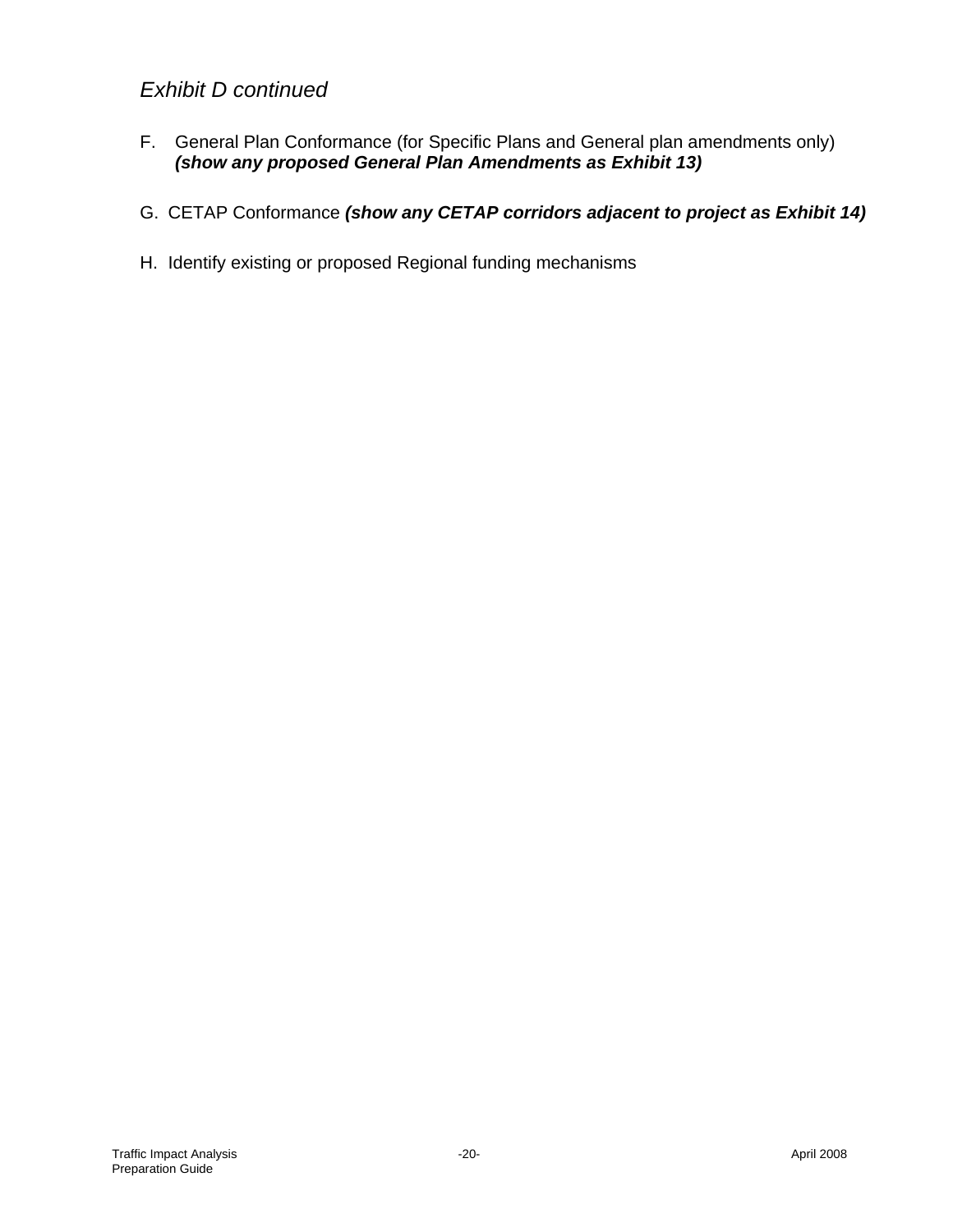*Exhibit D continued*

F. General Plan Conformance (for Specific Plans and General plan amendments only) ***(show any proposed General Plan Amendments as Exhibit 13)***

G. CETAP Conformance ***(show any CETAP corridors adjacent to project as Exhibit 14)***

H. Identify existing or proposed Regional funding mechanisms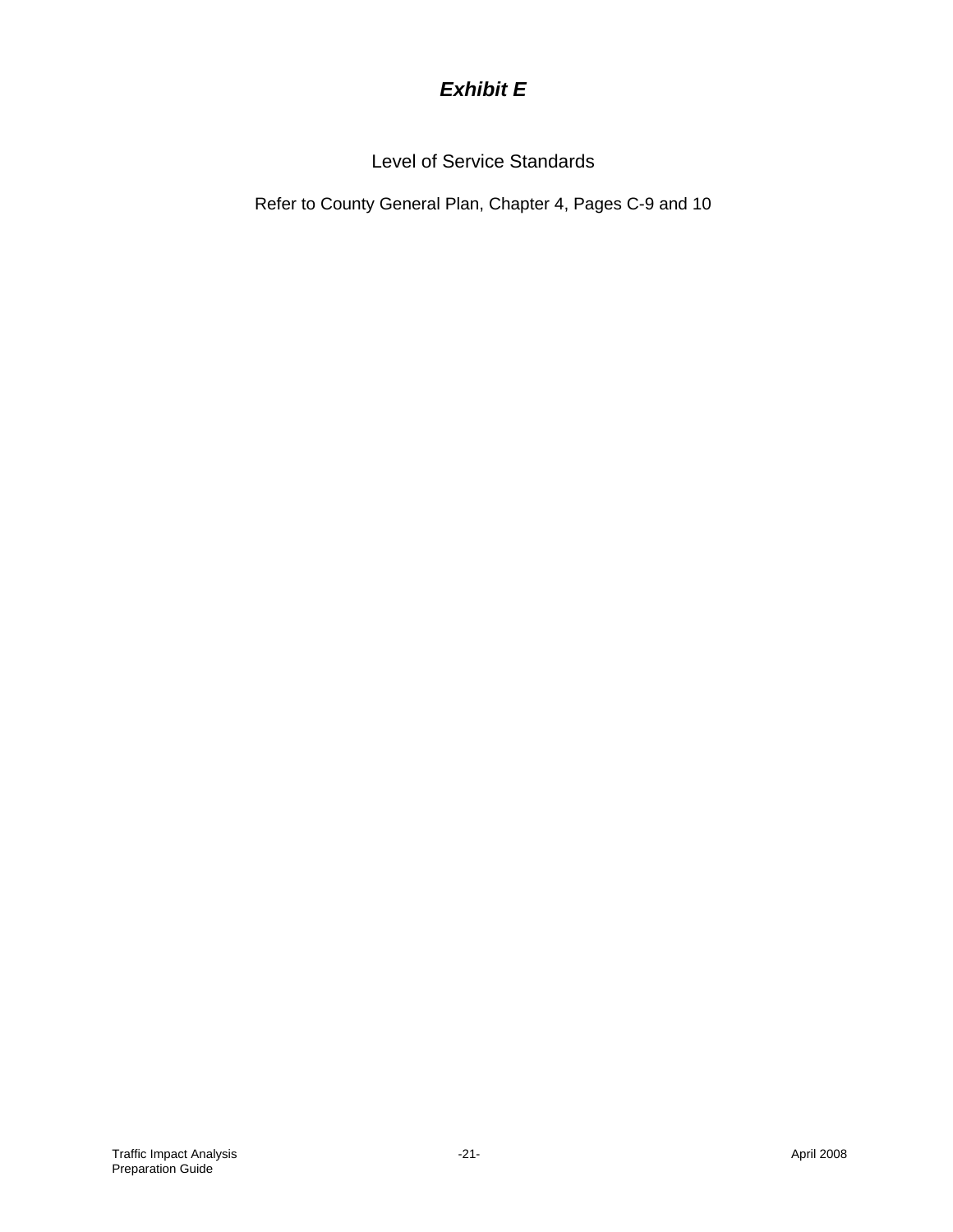# *Exhibit E*

Level of Service Standards

Refer to County General Plan, Chapter 4, Pages C-9 and 10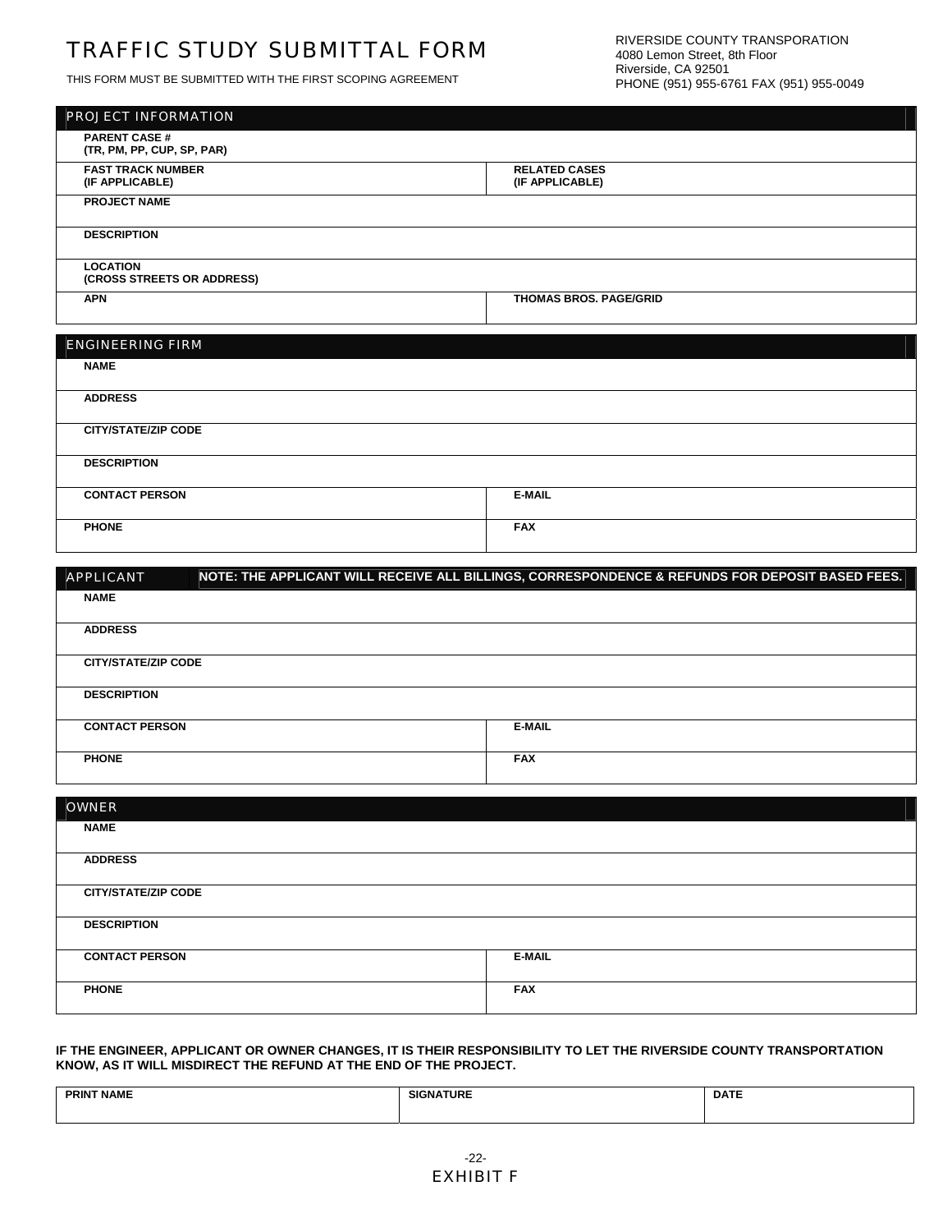# TRAFFIC STUDY SUBMITTAL FORM

THIS FORM MUST BE SUBMITTED WITH THE FIRST SCOPING AGREEMENT

RIVERSIDE COUNTY TRANSPORATION
4080 Lemon Street, 8th Floor
Riverside, CA 92501
PHONE (951) 955-6761 FAX (951) 955-0049

## PROJECT INFORMATION

| | |
|---|---|
| **PARENT CASE # (TR, PM, PP, CUP, SP, PAR)** | |
| **FAST TRACK NUMBER (IF APPLICABLE)** | **RELATED CASES (IF APPLICABLE)** |
| **PROJECT NAME** | |
| **DESCRIPTION** | |
| **LOCATION (CROSS STREETS OR ADDRESS)** | |
| **APN** | **THOMAS BROS. PAGE/GRID** |

## ENGINEERING FIRM

| | |
|---|---|
| **NAME** | |
| **ADDRESS** | |
| **CITY/STATE/ZIP CODE** | |
| **DESCRIPTION** | |
| **CONTACT PERSON** | **E-MAIL** |
| **PHONE** | **FAX** |

## APPLICANT

**NOTE: THE APPLICANT WILL RECEIVE ALL BILLINGS, CORRESPONDENCE & REFUNDS FOR DEPOSIT BASED FEES.**

| | |
|---|---|
| **NAME** | |
| **ADDRESS** | |
| **CITY/STATE/ZIP CODE** | |
| **DESCRIPTION** | |
| **CONTACT PERSON** | **E-MAIL** |
| **PHONE** | **FAX** |

## OWNER

| | |
|---|---|
| **NAME** | |
| **ADDRESS** | |
| **CITY/STATE/ZIP CODE** | |
| **DESCRIPTION** | |
| **CONTACT PERSON** | **E-MAIL** |
| **PHONE** | **FAX** |

**IF THE ENGINEER, APPLICANT OR OWNER CHANGES, IT IS THEIR RESPONSIBILITY TO LET THE RIVERSIDE COUNTY TRANSPORTATION KNOW, AS IT WILL MISDIRECT THE REFUND AT THE END OF THE PROJECT.**

| **PRINT NAME** | **SIGNATURE** | **DATE** |
|---|---|---|
| | | |

EXHIBIT F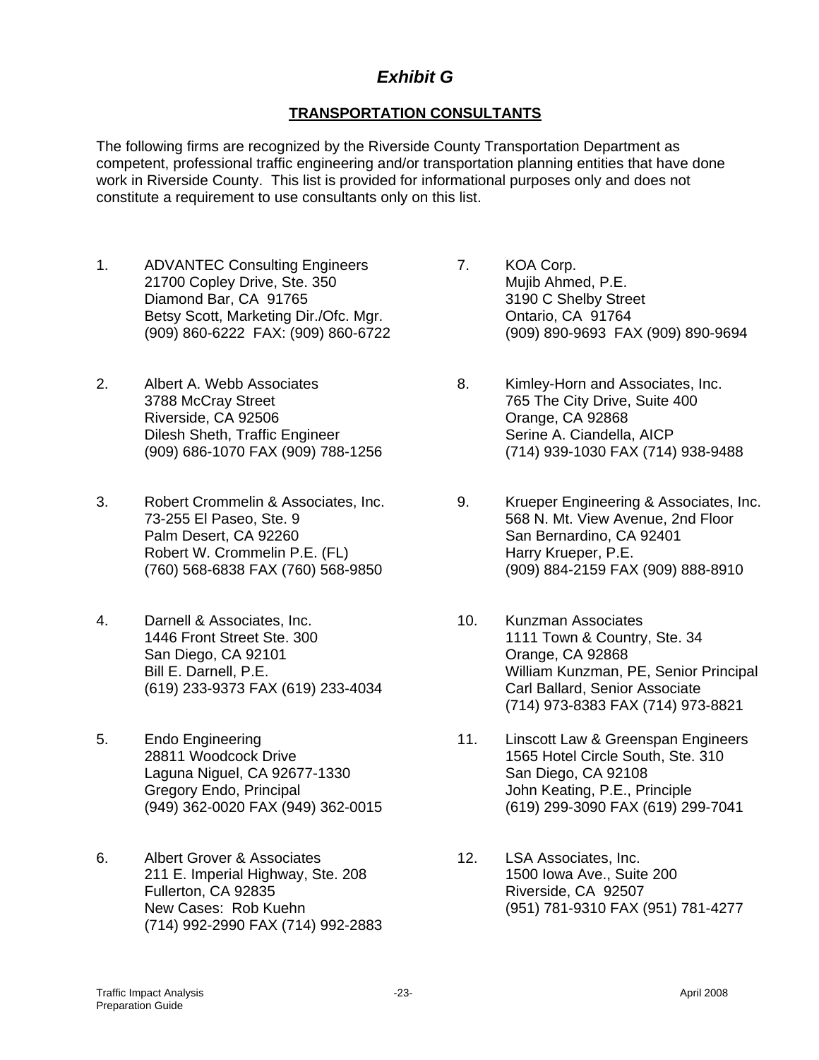# *Exhibit G*

## TRANSPORTATION CONSULTANTS

The following firms are recognized by the Riverside County Transportation Department as competent, professional traffic engineering and/or transportation planning entities that have done work in Riverside County. This list is provided for informational purposes only and does not constitute a requirement to use consultants only on this list.

1. ADVANTEC Consulting Engineers
   21700 Copley Drive, Ste. 350
   Diamond Bar, CA 91765
   Betsy Scott, Marketing Dir./Ofc. Mgr.
   (909) 860-6222 FAX: (909) 860-6722

2. Albert A. Webb Associates
   3788 McCray Street
   Riverside, CA 92506
   Dilesh Sheth, Traffic Engineer
   (909) 686-1070 FAX (909) 788-1256

3. Robert Crommelin & Associates, Inc.
   73-255 El Paseo, Ste. 9
   Palm Desert, CA 92260
   Robert W. Crommelin P.E. (FL)
   (760) 568-6838 FAX (760) 568-9850

4. Darnell & Associates, Inc.
   1446 Front Street Ste. 300
   San Diego, CA 92101
   Bill E. Darnell, P.E.
   (619) 233-9373 FAX (619) 233-4034

5. Endo Engineering
   28811 Woodcock Drive
   Laguna Niguel, CA 92677-1330
   Gregory Endo, Principal
   (949) 362-0020 FAX (949) 362-0015

6. Albert Grover & Associates
   211 E. Imperial Highway, Ste. 208
   Fullerton, CA 92835
   New Cases: Rob Kuehn
   (714) 992-2990 FAX (714) 992-2883

7. KOA Corp.
   Mujib Ahmed, P.E.
   3190 C Shelby Street
   Ontario, CA 91764
   (909) 890-9693 FAX (909) 890-9694

8. Kimley-Horn and Associates, Inc.
   765 The City Drive, Suite 400
   Orange, CA 92868
   Serine A. Ciandella, AICP
   (714) 939-1030 FAX (714) 938-9488

9. Krueper Engineering & Associates, Inc.
   568 N. Mt. View Avenue, 2nd Floor
   San Bernardino, CA 92401
   Harry Krueper, P.E.
   (909) 884-2159 FAX (909) 888-8910

10. Kunzman Associates
    1111 Town & Country, Ste. 34
    Orange, CA 92868
    William Kunzman, PE, Senior Principal
    Carl Ballard, Senior Associate
    (714) 973-8383 FAX (714) 973-8821

11. Linscott Law & Greenspan Engineers
    1565 Hotel Circle South, Ste. 310
    San Diego, CA 92108
    John Keating, P.E., Principle
    (619) 299-3090 FAX (619) 299-7041

12. LSA Associates, Inc.
    1500 Iowa Ave., Suite 200
    Riverside, CA 92507
    (951) 781-9310 FAX (951) 781-4277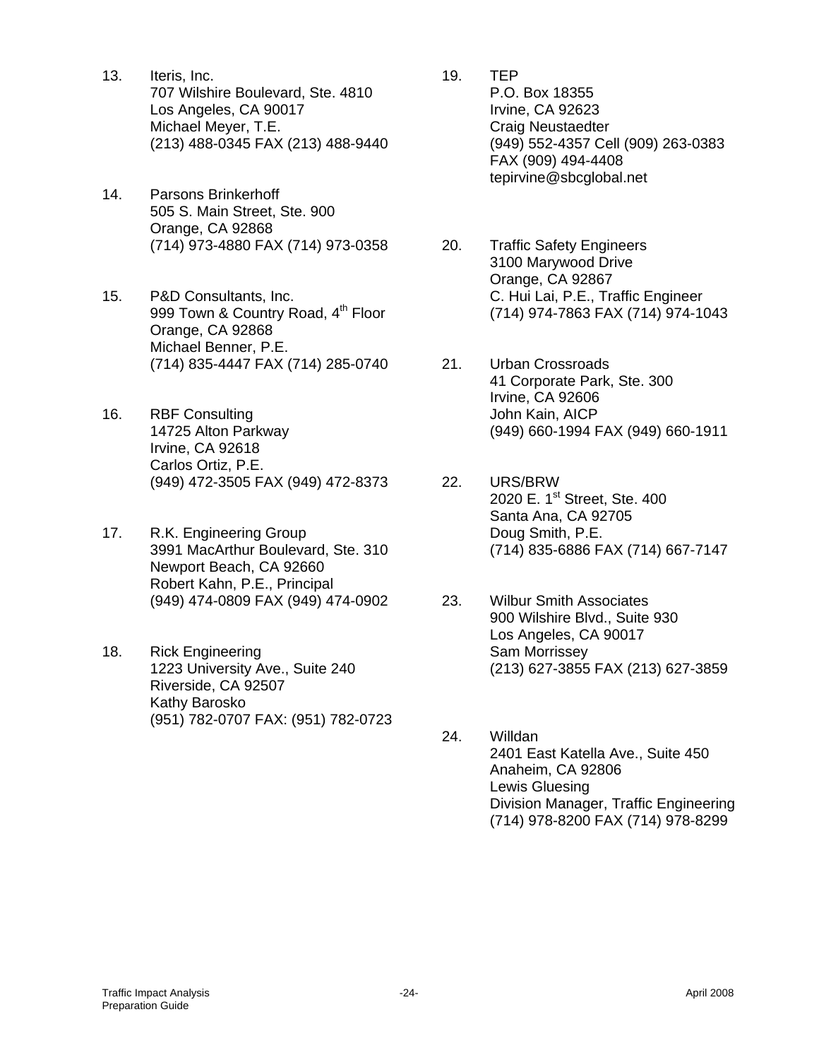13. Iteris, Inc.
    707 Wilshire Boulevard, Ste. 4810
    Los Angeles, CA 90017
    Michael Meyer, T.E.
    (213) 488-0345 FAX (213) 488-9440

14. Parsons Brinkerhoff
    505 S. Main Street, Ste. 900
    Orange, CA 92868
    (714) 973-4880 FAX (714) 973-0358

15. P&D Consultants, Inc.
    999 Town & Country Road, 4th Floor
    Orange, CA 92868
    Michael Benner, P.E.
    (714) 835-4447 FAX (714) 285-0740

16. RBF Consulting
    14725 Alton Parkway
    Irvine, CA 92618
    Carlos Ortiz, P.E.
    (949) 472-3505 FAX (949) 472-8373

17. R.K. Engineering Group
    3991 MacArthur Boulevard, Ste. 310
    Newport Beach, CA 92660
    Robert Kahn, P.E., Principal
    (949) 474-0809 FAX (949) 474-0902

18. Rick Engineering
    1223 University Ave., Suite 240
    Riverside, CA 92507
    Kathy Barosko
    (951) 782-0707 FAX: (951) 782-0723

19. TEP
    P.O. Box 18355
    Irvine, CA 92623
    Craig Neustaedter
    (949) 552-4357 Cell (909) 263-0383
    FAX (909) 494-4408
    tepirvine@sbcglobal.net

20. Traffic Safety Engineers
    3100 Marywood Drive
    Orange, CA 92867
    C. Hui Lai, P.E., Traffic Engineer
    (714) 974-7863 FAX (714) 974-1043

21. Urban Crossroads
    41 Corporate Park, Ste. 300
    Irvine, CA 92606
    John Kain, AICP
    (949) 660-1994 FAX (949) 660-1911

22. URS/BRW
    2020 E. 1st Street, Ste. 400
    Santa Ana, CA 92705
    Doug Smith, P.E.
    (714) 835-6886 FAX (714) 667-7147

23. Wilbur Smith Associates
    900 Wilshire Blvd., Suite 930
    Los Angeles, CA 90017
    Sam Morrissey
    (213) 627-3855 FAX (213) 627-3859

24. Willdan
    2401 East Katella Ave., Suite 450
    Anaheim, CA 92806
    Lewis Gluesing
    Division Manager, Traffic Engineering
    (714) 978-8200 FAX (714) 978-8299